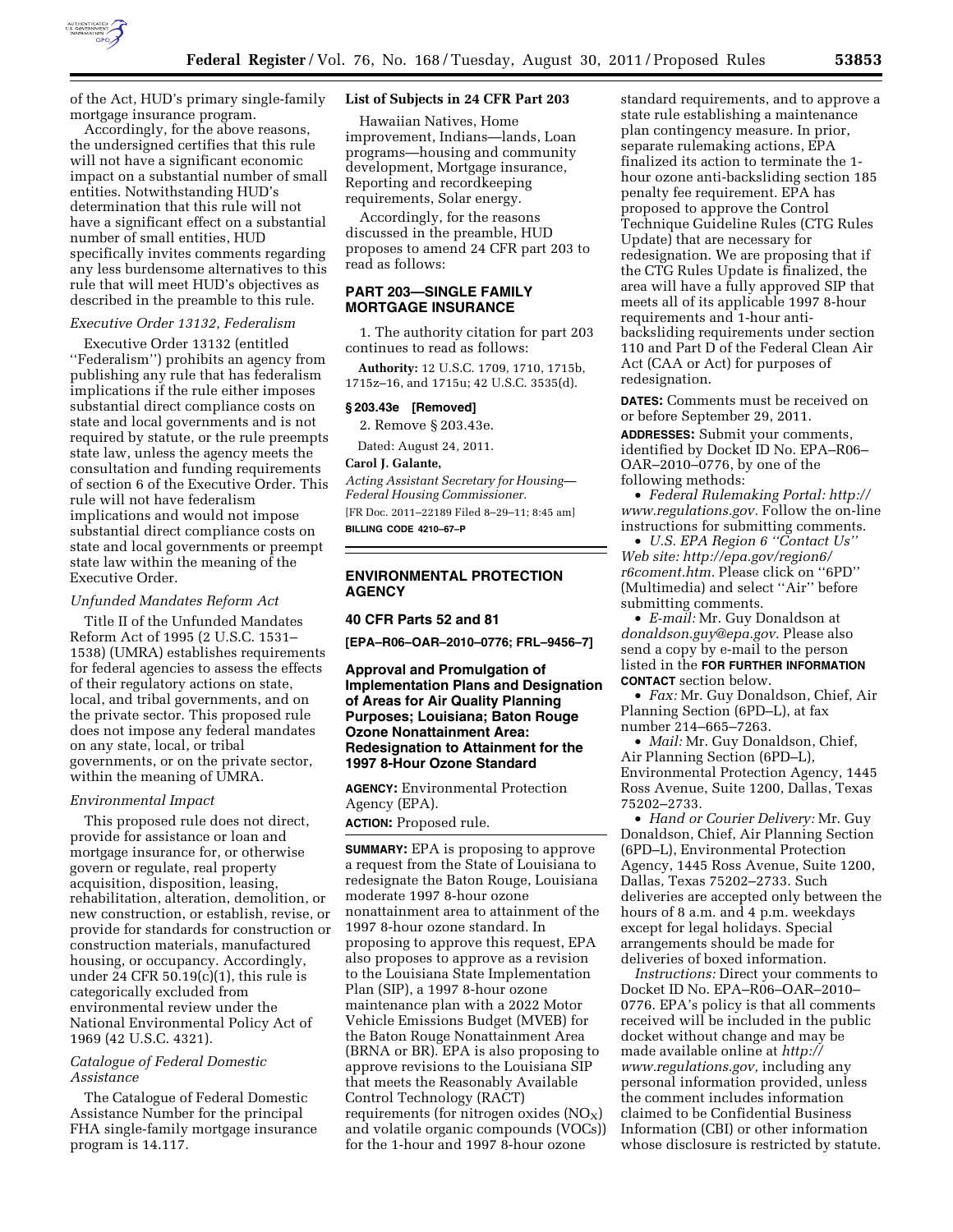of the Act, HUD's primary single-family mortgage insurance program.

Accordingly, for the above reasons, the undersigned certifies that this rule will not have a significant economic impact on a substantial number of small entities. Notwithstanding HUD's determination that this rule will not have a significant effect on a substantial number of small entities, HUD specifically invites comments regarding any less burdensome alternatives to this rule that will meet HUD's objectives as described in the preamble to this rule.

*Executive Order 13132, Federalism*

Executive Order 13132 (entitled ''Federalism'') prohibits an agency from publishing any rule that has federalism implications if the rule either imposes substantial direct compliance costs on state and local governments and is not required by statute, or the rule preempts state law, unless the agency meets the consultation and funding requirements of section 6 of the Executive Order. This rule will not have federalism implications and would not impose substantial direct compliance costs on state and local governments or preempt state law within the meaning of the Executive Order.

*Unfunded Mandates Reform Act*

Title II of the Unfunded Mandates Reform Act of 1995 (2 U.S.C. 1531–1538) (UMRA) establishes requirements for federal agencies to assess the effects of their regulatory actions on state, local, and tribal governments, and on the private sector. This proposed rule does not impose any federal mandates on any state, local, or tribal governments, or on the private sector, within the meaning of UMRA.

*Environmental Impact*

This proposed rule does not direct, provide for assistance or loan and mortgage insurance for, or otherwise govern or regulate, real property acquisition, disposition, leasing, rehabilitation, alteration, demolition, or new construction, or establish, revise, or provide for standards for construction or construction materials, manufactured housing, or occupancy. Accordingly, under 24 CFR 50.19(c)(1), this rule is categorically excluded from environmental review under the National Environmental Policy Act of 1969 (42 U.S.C. 4321).

*Catalogue of Federal Domestic Assistance*

The Catalogue of Federal Domestic Assistance Number for the principal FHA single-family mortgage insurance program is 14.117.

**List of Subjects in 24 CFR Part 203**

Hawaiian Natives, Home improvement, Indians—lands, Loan programs—housing and community development, Mortgage insurance, Reporting and recordkeeping requirements, Solar energy.

Accordingly, for the reasons discussed in the preamble, HUD proposes to amend 24 CFR part 203 to read as follows:

## PART 203—SINGLE FAMILY MORTGAGE INSURANCE

1. The authority citation for part 203 continues to read as follows:

**Authority:** 12 U.S.C. 1709, 1710, 1715b, 1715z–16, and 1715u; 42 U.S.C. 3535(d).

**§ 203.43e [Removed]**

2. Remove § 203.43e.

Dated: August 24, 2011.

**Carol J. Galante,**

*Acting Assistant Secretary for Housing—Federal Housing Commissioner.*

[FR Doc. 2011–22189 Filed 8–29–11; 8:45 am]

**BILLING CODE 4210–67–P**

## ENVIRONMENTAL PROTECTION AGENCY

### 40 CFR Parts 52 and 81

**[EPA–R06–OAR–2010–0776; FRL–9456–7]**

### Approval and Promulgation of Implementation Plans and Designation of Areas for Air Quality Planning Purposes; Louisiana; Baton Rouge Ozone Nonattainment Area: Redesignation to Attainment for the 1997 8-Hour Ozone Standard

**AGENCY:** Environmental Protection Agency (EPA).

**ACTION:** Proposed rule.

**SUMMARY:** EPA is proposing to approve a request from the State of Louisiana to redesignate the Baton Rouge, Louisiana moderate 1997 8-hour ozone nonattainment area to attainment of the 1997 8-hour ozone standard. In proposing to approve this request, EPA also proposes to approve as a revision to the Louisiana State Implementation Plan (SIP), a 1997 8-hour ozone maintenance plan with a 2022 Motor Vehicle Emissions Budget (MVEB) for the Baton Rouge Nonattainment Area (BRNA or BR). EPA is also proposing to approve revisions to the Louisiana SIP that meets the Reasonably Available Control Technology (RACT) requirements (for nitrogen oxides ($NO_X$) and volatile organic compounds (VOCs)) for the 1-hour and 1997 8-hour ozone standard requirements, and to approve a state rule establishing a maintenance plan contingency measure. In prior, separate rulemaking actions, EPA finalized its action to terminate the 1-hour ozone anti-backsliding section 185 penalty fee requirement. EPA has proposed to approve the Control Technique Guideline Rules (CTG Rules Update) that are necessary for redesignation. We are proposing that if the CTG Rules Update is finalized, the area will have a fully approved SIP that meets all of its applicable 1997 8-hour requirements and 1-hour anti-backsliding requirements under section 110 and Part D of the Federal Clean Air Act (CAA or Act) for purposes of redesignation.

**DATES:** Comments must be received on or before September 29, 2011.

**ADDRESSES:** Submit your comments, identified by Docket ID No. EPA–R06–OAR–2010–0776, by one of the following methods:

- *Federal Rulemaking Portal: http://www.regulations.gov.* Follow the on-line instructions for submitting comments.
- *U.S. EPA Region 6 ''Contact Us'' Web site: http://epa.gov/region6/r6coment.htm.* Please click on ''6PD'' (Multimedia) and select ''Air'' before submitting comments.
- *E-mail:* Mr. Guy Donaldson at *donaldson.guy@epa.gov.* Please also send a copy by e-mail to the person listed in the **FOR FURTHER INFORMATION CONTACT** section below.
- *Fax:* Mr. Guy Donaldson, Chief, Air Planning Section (6PD–L), at fax number 214–665–7263.
- *Mail:* Mr. Guy Donaldson, Chief, Air Planning Section (6PD–L), Environmental Protection Agency, 1445 Ross Avenue, Suite 1200, Dallas, Texas 75202–2733.
- *Hand or Courier Delivery:* Mr. Guy Donaldson, Chief, Air Planning Section (6PD–L), Environmental Protection Agency, 1445 Ross Avenue, Suite 1200, Dallas, Texas 75202–2733. Such deliveries are accepted only between the hours of 8 a.m. and 4 p.m. weekdays except for legal holidays. Special arrangements should be made for deliveries of boxed information.

*Instructions:* Direct your comments to Docket ID No. EPA–R06–OAR–2010–0776. EPA's policy is that all comments received will be included in the public docket without change and may be made available online at *http://www.regulations.gov,* including any personal information provided, unless the comment includes information claimed to be Confidential Business Information (CBI) or other information whose disclosure is restricted by statute.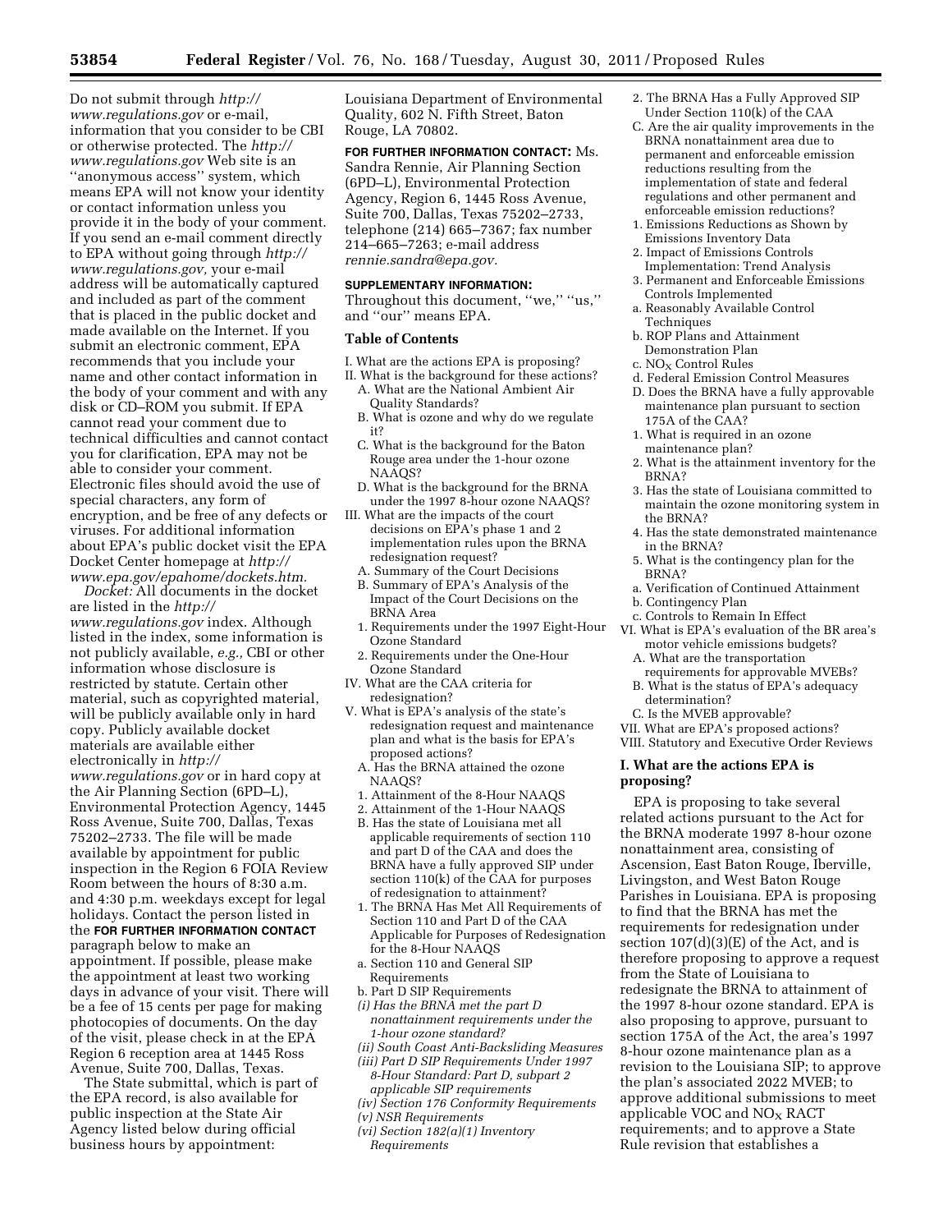Do not submit through *http://www.regulations.gov* or e-mail, information that you consider to be CBI or otherwise protected. The *http://www.regulations.gov* Web site is an ''anonymous access'' system, which means EPA will not know your identity or contact information unless you provide it in the body of your comment. If you send an e-mail comment directly to EPA without going through *http://www.regulations.gov,* your e-mail address will be automatically captured and included as part of the comment that is placed in the public docket and made available on the Internet. If you submit an electronic comment, EPA recommends that you include your name and other contact information in the body of your comment and with any disk or CD–ROM you submit. If EPA cannot read your comment due to technical difficulties and cannot contact you for clarification, EPA may not be able to consider your comment. Electronic files should avoid the use of special characters, any form of encryption, and be free of any defects or viruses. For additional information about EPA's public docket visit the EPA Docket Center homepage at *http://www.epa.gov/epahome/dockets.htm.*

*Docket:* All documents in the docket are listed in the *http://www.regulations.gov* index. Although listed in the index, some information is not publicly available, *e.g.,* CBI or other information whose disclosure is restricted by statute. Certain other material, such as copyrighted material, will be publicly available only in hard copy. Publicly available docket materials are available either electronically in *http://www.regulations.gov* or in hard copy at the Air Planning Section (6PD–L), Environmental Protection Agency, 1445 Ross Avenue, Suite 700, Dallas, Texas 75202–2733. The file will be made available by appointment for public inspection in the Region 6 FOIA Review Room between the hours of 8:30 a.m. and 4:30 p.m. weekdays except for legal holidays. Contact the person listed in the **FOR FURTHER INFORMATION CONTACT** paragraph below to make an appointment. If possible, please make the appointment at least two working days in advance of your visit. There will be a fee of 15 cents per page for making photocopies of documents. On the day of the visit, please check in at the EPA Region 6 reception area at 1445 Ross Avenue, Suite 700, Dallas, Texas.

The State submittal, which is part of the EPA record, is also available for public inspection at the State Air Agency listed below during official business hours by appointment: Louisiana Department of Environmental Quality, 602 N. Fifth Street, Baton Rouge, LA 70802.

**FOR FURTHER INFORMATION CONTACT:** Ms. Sandra Rennie, Air Planning Section (6PD–L), Environmental Protection Agency, Region 6, 1445 Ross Avenue, Suite 700, Dallas, Texas 75202–2733, telephone (214) 665–7367; fax number 214–665–7263; e-mail address *rennie.sandra@epa.gov.*

**SUPPLEMENTARY INFORMATION:**

Throughout this document, ''we,'' ''us,'' and ''our'' means EPA.

**Table of Contents**

I. What are the actions EPA is proposing?
II. What is the background for these actions?
  A. What are the National Ambient Air Quality Standards?
  B. What is ozone and why do we regulate it?
  C. What is the background for the Baton Rouge area under the 1-hour ozone NAAQS?
  D. What is the background for the BRNA under the 1997 8-hour ozone NAAQS?
III. What are the impacts of the court decisions on EPA's phase 1 and 2 implementation rules upon the BRNA redesignation request?
  A. Summary of the Court Decisions
  B. Summary of EPA's Analysis of the Impact of the Court Decisions on the BRNA Area
  1. Requirements under the 1997 Eight-Hour Ozone Standard
  2. Requirements under the One-Hour Ozone Standard
IV. What are the CAA criteria for redesignation?
V. What is EPA's analysis of the state's redesignation request and maintenance plan and what is the basis for EPA's proposed actions?
  A. Has the BRNA attained the ozone NAAQS?
  1. Attainment of the 8-Hour NAAQS
  2. Attainment of the 1-Hour NAAQS
  B. Has the state of Louisiana met all applicable requirements of section 110 and part D of the CAA and does the BRNA have a fully approved SIP under section 110(k) of the CAA for purposes of redesignation to attainment?
  1. The BRNA Has Met All Requirements of Section 110 and Part D of the CAA Applicable for Purposes of Redesignation for the 8-Hour NAAQS
  a. Section 110 and General SIP Requirements
  b. Part D SIP Requirements
  *(i) Has the BRNA met the part D nonattainment requirements under the 1-hour ozone standard?*
  *(ii) South Coast Anti-Backsliding Measures*
  *(iii) Part D SIP Requirements Under 1997 8-Hour Standard: Part D, subpart 2 applicable SIP requirements*
  *(iv) Section 176 Conformity Requirements*
  *(v) NSR Requirements*
  *(vi) Section 182(a)(1) Inventory Requirements*
  2. The BRNA Has a Fully Approved SIP Under Section 110(k) of the CAA
  C. Are the air quality improvements in the BRNA nonattainment area due to permanent and enforceable emission reductions resulting from the implementation of state and federal regulations and other permanent and enforceable emission reductions?
  1. Emissions Reductions as Shown by Emissions Inventory Data
  2. Impact of Emissions Controls Implementation: Trend Analysis
  3. Permanent and Enforceable Emissions Controls Implemented
  a. Reasonably Available Control Techniques
  b. ROP Plans and Attainment Demonstration Plan
  c. $NO_X$ Control Rules
  d. Federal Emission Control Measures
  D. Does the BRNA have a fully approvable maintenance plan pursuant to section 175A of the CAA?
  1. What is required in an ozone maintenance plan?
  2. What is the attainment inventory for the BRNA?
  3. Has the state of Louisiana committed to maintain the ozone monitoring system in the BRNA?
  4. Has the state demonstrated maintenance in the BRNA?
  5. What is the contingency plan for the BRNA?
  a. Verification of Continued Attainment
  b. Contingency Plan
  c. Controls to Remain In Effect
VI. What is EPA's evaluation of the BR area's motor vehicle emissions budgets?
  A. What are the transportation requirements for approvable MVEBs?
  B. What is the status of EPA's adequacy determination?
  C. Is the MVEB approvable?
VII. What are EPA's proposed actions?
VIII. Statutory and Executive Order Reviews

## I. What are the actions EPA is proposing?

EPA is proposing to take several related actions pursuant to the Act for the BRNA moderate 1997 8-hour ozone nonattainment area, consisting of Ascension, East Baton Rouge, Iberville, Livingston, and West Baton Rouge Parishes in Louisiana. EPA is proposing to find that the BRNA has met the requirements for redesignation under section 107(d)(3)(E) of the Act, and is therefore proposing to approve a request from the State of Louisiana to redesignate the BRNA to attainment of the 1997 8-hour ozone standard. EPA is also proposing to approve, pursuant to section 175A of the Act, the area's 1997 8-hour ozone maintenance plan as a revision to the Louisiana SIP; to approve the plan's associated 2022 MVEB; to approve additional submissions to meet applicable VOC and $NO_X$ RACT requirements; and to approve a State Rule revision that establishes a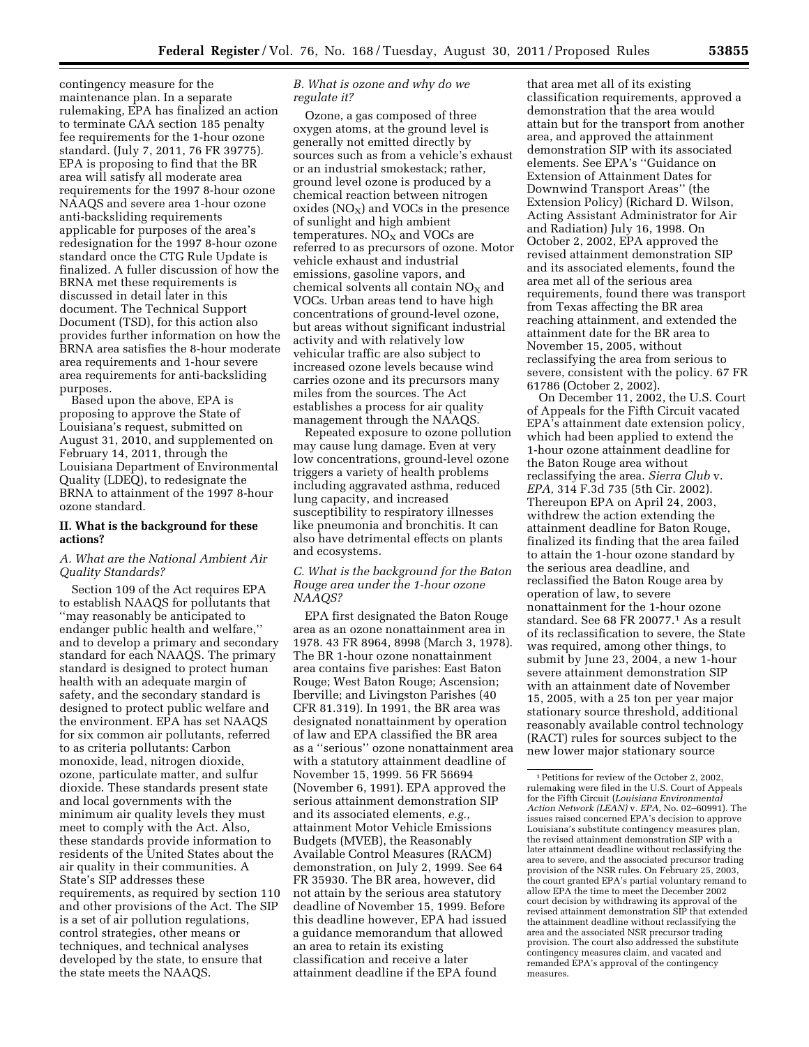contingency measure for the maintenance plan. In a separate rulemaking, EPA has finalized an action to terminate CAA section 185 penalty fee requirements for the 1-hour ozone standard. (July 7, 2011, 76 FR 39775). EPA is proposing to find that the BR area will satisfy all moderate area requirements for the 1997 8-hour ozone NAAQS and severe area 1-hour ozone anti-backsliding requirements applicable for purposes of the area's redesignation for the 1997 8-hour ozone standard once the CTG Rule Update is finalized. A fuller discussion of how the BRNA met these requirements is discussed in detail later in this document. The Technical Support Document (TSD), for this action also provides further information on how the BRNA area satisfies the 8-hour moderate area requirements and 1-hour severe area requirements for anti-backsliding purposes.

Based upon the above, EPA is proposing to approve the State of Louisiana's request, submitted on August 31, 2010, and supplemented on February 14, 2011, through the Louisiana Department of Environmental Quality (LDEQ), to redesignate the BRNA to attainment of the 1997 8-hour ozone standard.

## II. What is the background for these actions?

### *A. What are the National Ambient Air Quality Standards?*

Section 109 of the Act requires EPA to establish NAAQS for pollutants that ''may reasonably be anticipated to endanger public health and welfare,'' and to develop a primary and secondary standard for each NAAQS. The primary standard is designed to protect human health with an adequate margin of safety, and the secondary standard is designed to protect public welfare and the environment. EPA has set NAAQS for six common air pollutants, referred to as criteria pollutants: Carbon monoxide, lead, nitrogen dioxide, ozone, particulate matter, and sulfur dioxide. These standards present state and local governments with the minimum air quality levels they must meet to comply with the Act. Also, these standards provide information to residents of the United States about the air quality in their communities. A State's SIP addresses these requirements, as required by section 110 and other provisions of the Act. The SIP is a set of air pollution regulations, control strategies, other means or techniques, and technical analyses developed by the state, to ensure that the state meets the NAAQS.

### *B. What is ozone and why do we regulate it?*

Ozone, a gas composed of three oxygen atoms, at the ground level is generally not emitted directly by sources such as from a vehicle's exhaust or an industrial smokestack; rather, ground level ozone is produced by a chemical reaction between nitrogen oxides ($NO_X$) and VOCs in the presence of sunlight and high ambient temperatures. $NO_X$ and VOCs are referred to as precursors of ozone. Motor vehicle exhaust and industrial emissions, gasoline vapors, and chemical solvents all contain $NO_X$ and VOCs. Urban areas tend to have high concentrations of ground-level ozone, but areas without significant industrial activity and with relatively low vehicular traffic are also subject to increased ozone levels because wind carries ozone and its precursors many miles from the sources. The Act establishes a process for air quality management through the NAAQS.

Repeated exposure to ozone pollution may cause lung damage. Even at very low concentrations, ground-level ozone triggers a variety of health problems including aggravated asthma, reduced lung capacity, and increased susceptibility to respiratory illnesses like pneumonia and bronchitis. It can also have detrimental effects on plants and ecosystems.

### *C. What is the background for the Baton Rouge area under the 1-hour ozone NAAQS?*

EPA first designated the Baton Rouge area as an ozone nonattainment area in 1978. 43 FR 8964, 8998 (March 3, 1978). The BR 1-hour ozone nonattainment area contains five parishes: East Baton Rouge; West Baton Rouge; Ascension; Iberville; and Livingston Parishes (40 CFR 81.319). In 1991, the BR area was designated nonattainment by operation of law and EPA classified the BR area as a ''serious'' ozone nonattainment area with a statutory attainment deadline of November 15, 1999. 56 FR 56694 (November 6, 1991). EPA approved the serious attainment demonstration SIP and its associated elements, *e.g.,* attainment Motor Vehicle Emissions Budgets (MVEB), the Reasonably Available Control Measures (RACM) demonstration, on July 2, 1999. See 64 FR 35930. The BR area, however, did not attain by the serious area statutory deadline of November 15, 1999. Before this deadline however, EPA had issued a guidance memorandum that allowed an area to retain its existing classification and receive a later attainment deadline if the EPA found that area met all of its existing classification requirements, approved a demonstration that the area would attain but for the transport from another area, and approved the attainment demonstration SIP with its associated elements. See EPA's ''Guidance on Extension of Attainment Dates for Downwind Transport Areas'' (the Extension Policy) (Richard D. Wilson, Acting Assistant Administrator for Air and Radiation) July 16, 1998. On October 2, 2002, EPA approved the revised attainment demonstration SIP and its associated elements, found the area met all of the serious area requirements, found there was transport from Texas affecting the BR area reaching attainment, and extended the attainment date for the BR area to November 15, 2005, without reclassifying the area from serious to severe, consistent with the policy. 67 FR 61786 (October 2, 2002).

On December 11, 2002, the U.S. Court of Appeals for the Fifth Circuit vacated EPA's attainment date extension policy, which had been applied to extend the 1-hour ozone attainment deadline for the Baton Rouge area without reclassifying the area. *Sierra Club* v. *EPA,* 314 F.3d 735 (5th Cir. 2002). Thereupon EPA on April 24, 2003, withdrew the action extending the attainment deadline for Baton Rouge, finalized its finding that the area failed to attain the 1-hour ozone standard by the serious area deadline, and reclassified the Baton Rouge area by operation of law, to severe nonattainment for the 1-hour ozone standard. See 68 FR 20077.[1] As a result of its reclassification to severe, the State was required, among other things, to submit by June 23, 2004, a new 1-hour severe attainment demonstration SIP with an attainment date of November 15, 2005, with a 25 ton per year major stationary source threshold, additional reasonably available control technology (RACT) rules for sources subject to the new lower major stationary source

[1] Petitions for review of the October 2, 2002, rulemaking were filed in the U.S. Court of Appeals for the Fifth Circuit (*Louisiana Environmental Action Network (LEAN)* v. *EPA,* No. 02–60991). The issues raised concerned EPA's decision to approve Louisiana's substitute contingency measures plan, the revised attainment demonstration SIP with a later attainment deadline without reclassifying the area to severe, and the associated precursor trading provision of the NSR rules. On February 25, 2003, the court granted EPA's partial voluntary remand to allow EPA the time to meet the December 2002 court decision by withdrawing its approval of the revised attainment demonstration SIP that extended the attainment deadline without reclassifying the area and the associated NSR precursor trading provision. The court also addressed the substitute contingency measures claim, and vacated and remanded EPA's approval of the contingency measures.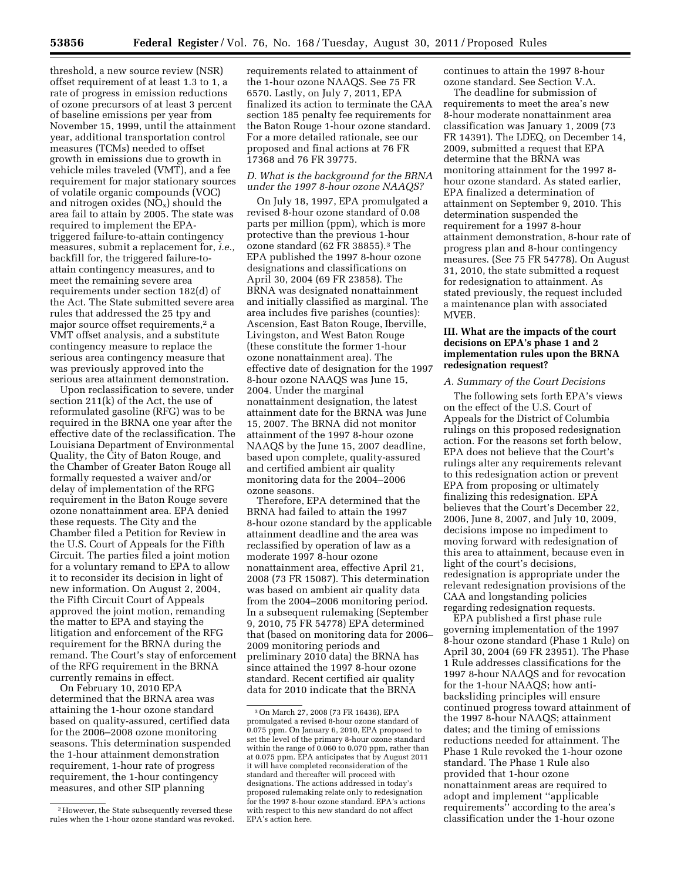threshold, a new source review (NSR) offset requirement of at least 1.3 to 1, a rate of progress in emission reductions of ozone precursors of at least 3 percent of baseline emissions per year from November 15, 1999, until the attainment year, additional transportation control measures (TCMs) needed to offset growth in emissions due to growth in vehicle miles traveled (VMT), and a fee requirement for major stationary sources of volatile organic compounds (VOC) and nitrogen oxides ($NO_x$) should the area fail to attain by 2005. The state was required to implement the EPA-triggered failure-to-attain contingency measures, submit a replacement for, *i.e.,* backfill for, the triggered failure-to-attain contingency measures, and to meet the remaining severe area requirements under section 182(d) of the Act. The State submitted severe area rules that addressed the 25 tpy and major source offset requirements,[2] a VMT offset analysis, and a substitute contingency measure to replace the serious area contingency measure that was previously approved into the serious area attainment demonstration.

Upon reclassification to severe, under section 211(k) of the Act, the use of reformulated gasoline (RFG) was to be required in the BRNA one year after the effective date of the reclassification. The Louisiana Department of Environmental Quality, the City of Baton Rouge, and the Chamber of Greater Baton Rouge all formally requested a waiver and/or delay of implementation of the RFG requirement in the Baton Rouge severe ozone nonattainment area. EPA denied these requests. The City and the Chamber filed a Petition for Review in the U.S. Court of Appeals for the Fifth Circuit. The parties filed a joint motion for a voluntary remand to EPA to allow it to reconsider its decision in light of new information. On August 2, 2004, the Fifth Circuit Court of Appeals approved the joint motion, remanding the matter to EPA and staying the litigation and enforcement of the RFG requirement for the BRNA during the remand. The Court's stay of enforcement of the RFG requirement in the BRNA currently remains in effect.

On February 10, 2010 EPA determined that the BRNA area was attaining the 1-hour ozone standard based on quality-assured, certified data for the 2006–2008 ozone monitoring seasons. This determination suspended the 1-hour attainment demonstration requirement, 1-hour rate of progress requirement, the 1-hour contingency measures, and other SIP planning requirements related to attainment of the 1-hour ozone NAAQS. See 75 FR 6570. Lastly, on July 7, 2011, EPA finalized its action to terminate the CAA section 185 penalty fee requirements for the Baton Rouge 1-hour ozone standard. For a more detailed rationale, see our proposed and final actions at 76 FR 17368 and 76 FR 39775.

### *D. What is the background for the BRNA under the 1997 8-hour ozone NAAQS?*

On July 18, 1997, EPA promulgated a revised 8-hour ozone standard of 0.08 parts per million (ppm), which is more protective than the previous 1-hour ozone standard (62 FR 38855).[3] The EPA published the 1997 8-hour ozone designations and classifications on April 30, 2004 (69 FR 23858). The BRNA was designated nonattainment and initially classified as marginal. The area includes five parishes (counties): Ascension, East Baton Rouge, Iberville, Livingston, and West Baton Rouge (these constitute the former 1-hour ozone nonattainment area). The effective date of designation for the 1997 8-hour ozone NAAQS was June 15, 2004. Under the marginal nonattainment designation, the latest attainment date for the BRNA was June 15, 2007. The BRNA did not monitor attainment of the 1997 8-hour ozone NAAQS by the June 15, 2007 deadline, based upon complete, quality-assured and certified ambient air quality monitoring data for the 2004–2006 ozone seasons.

Therefore, EPA determined that the BRNA had failed to attain the 1997 8-hour ozone standard by the applicable attainment deadline and the area was reclassified by operation of law as a moderate 1997 8-hour ozone nonattainment area, effective April 21, 2008 (73 FR 15087). This determination was based on ambient air quality data from the 2004–2006 monitoring period. In a subsequent rulemaking (September 9, 2010, 75 FR 54778) EPA determined that (based on monitoring data for 2006–2009 monitoring periods and preliminary 2010 data) the BRNA has since attained the 1997 8-hour ozone standard. Recent certified air quality data for 2010 indicate that the BRNA continues to attain the 1997 8-hour ozone standard. See Section V.A.

The deadline for submission of requirements to meet the area's new 8-hour moderate nonattainment area classification was January 1, 2009 (73 FR 14391). The LDEQ, on December 14, 2009, submitted a request that EPA determine that the BRNA was monitoring attainment for the 1997 8-hour ozone standard. As stated earlier, EPA finalized a determination of attainment on September 9, 2010. This determination suspended the requirement for a 1997 8-hour attainment demonstration, 8-hour rate of progress plan and 8-hour contingency measures. (See 75 FR 54778). On August 31, 2010, the state submitted a request for redesignation to attainment. As stated previously, the request included a maintenance plan with associated MVEB.

## III. What are the impacts of the court decisions on EPA's phase 1 and 2 implementation rules upon the BRNA redesignation request?

### *A. Summary of the Court Decisions*

The following sets forth EPA's views on the effect of the U.S. Court of Appeals for the District of Columbia rulings on this proposed redesignation action. For the reasons set forth below, EPA does not believe that the Court's rulings alter any requirements relevant to this redesignation action or prevent EPA from proposing or ultimately finalizing this redesignation. EPA believes that the Court's December 22, 2006, June 8, 2007, and July 10, 2009, decisions impose no impediment to moving forward with redesignation of this area to attainment, because even in light of the court's decisions, redesignation is appropriate under the relevant redesignation provisions of the CAA and longstanding policies regarding redesignation requests.

EPA published a first phase rule governing implementation of the 1997 8-hour ozone standard (Phase 1 Rule) on April 30, 2004 (69 FR 23951). The Phase 1 Rule addresses classifications for the 1997 8-hour NAAQS and for revocation for the 1-hour NAAQS; how anti-backsliding principles will ensure continued progress toward attainment of the 1997 8-hour NAAQS; attainment dates; and the timing of emissions reductions needed for attainment. The Phase 1 Rule revoked the 1-hour ozone standard. The Phase 1 Rule also provided that 1-hour ozone nonattainment areas are required to adopt and implement ''applicable requirements'' according to the area's classification under the 1-hour ozone

---

[2] However, the State subsequently reversed these rules when the 1-hour ozone standard was revoked.

[3] On March 27, 2008 (73 FR 16436), EPA promulgated a revised 8-hour ozone standard of 0.075 ppm. On January 6, 2010, EPA proposed to set the level of the primary 8-hour ozone standard within the range of 0.060 to 0.070 ppm, rather than at 0.075 ppm. EPA anticipates that by August 2011 it will have completed reconsideration of the standard and thereafter will proceed with designations. The actions addressed in today's proposed rulemaking relate only to redesignation for the 1997 8-hour ozone standard. EPA's actions with respect to this new standard do not affect EPA's action here.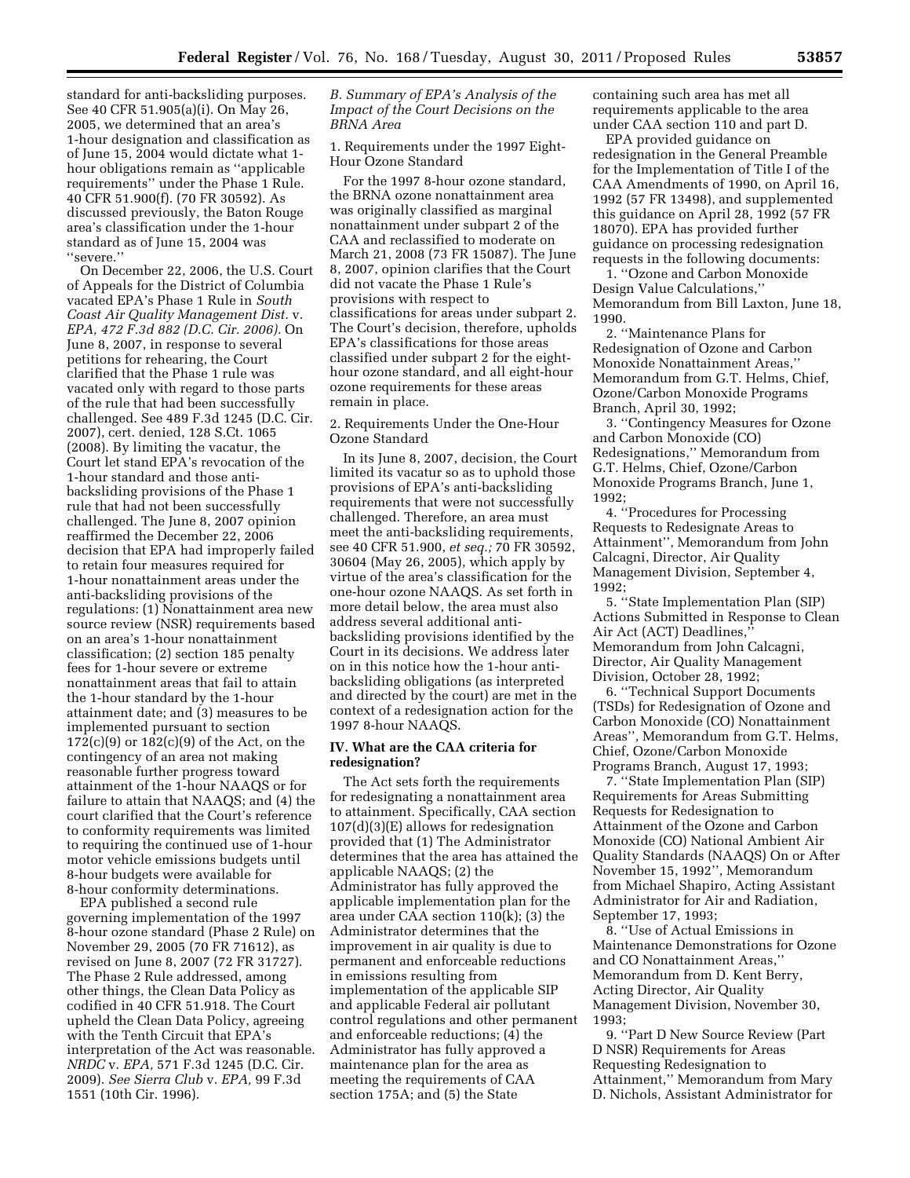standard for anti-backsliding purposes. See 40 CFR 51.905(a)(i). On May 26, 2005, we determined that an area's 1-hour designation and classification as of June 15, 2004 would dictate what 1-hour obligations remain as ''applicable requirements'' under the Phase 1 Rule. 40 CFR 51.900(f). (70 FR 30592). As discussed previously, the Baton Rouge area's classification under the 1-hour standard as of June 15, 2004 was ''severe.''

On December 22, 2006, the U.S. Court of Appeals for the District of Columbia vacated EPA's Phase 1 Rule in *South Coast Air Quality Management Dist.* v. *EPA, 472 F.3d 882 (D.C. Cir. 2006).* On June 8, 2007, in response to several petitions for rehearing, the Court clarified that the Phase 1 rule was vacated only with regard to those parts of the rule that had been successfully challenged. See 489 F.3d 1245 (D.C. Cir. 2007), cert. denied, 128 S.Ct. 1065 (2008). By limiting the vacatur, the Court let stand EPA's revocation of the 1-hour standard and those anti-backsliding provisions of the Phase 1 rule that had not been successfully challenged. The June 8, 2007 opinion reaffirmed the December 22, 2006 decision that EPA had improperly failed to retain four measures required for 1-hour nonattainment areas under the anti-backsliding provisions of the regulations: (1) Nonattainment area new source review (NSR) requirements based on an area's 1-hour nonattainment classification; (2) section 185 penalty fees for 1-hour severe or extreme nonattainment areas that fail to attain the 1-hour standard by the 1-hour attainment date; and (3) measures to be implemented pursuant to section 172(c)(9) or 182(c)(9) of the Act, on the contingency of an area not making reasonable further progress toward attainment of the 1-hour NAAQS or for failure to attain that NAAQS; and (4) the court clarified that the Court's reference to conformity requirements was limited to requiring the continued use of 1-hour motor vehicle emissions budgets until 8-hour budgets were available for 8-hour conformity determinations.

EPA published a second rule governing implementation of the 1997 8-hour ozone standard (Phase 2 Rule) on November 29, 2005 (70 FR 71612), as revised on June 8, 2007 (72 FR 31727). The Phase 2 Rule addressed, among other things, the Clean Data Policy as codified in 40 CFR 51.918. The Court upheld the Clean Data Policy, agreeing with the Tenth Circuit that EPA's interpretation of the Act was reasonable. *NRDC* v. *EPA,* 571 F.3d 1245 (D.C. Cir. 2009). *See Sierra Club* v. *EPA,* 99 F.3d 1551 (10th Cir. 1996).

### *B. Summary of EPA's Analysis of the Impact of the Court Decisions on the BRNA Area*

1. Requirements under the 1997 Eight-Hour Ozone Standard

For the 1997 8-hour ozone standard, the BRNA ozone nonattainment area was originally classified as marginal nonattainment under subpart 2 of the CAA and reclassified to moderate on March 21, 2008 (73 FR 15087). The June 8, 2007, opinion clarifies that the Court did not vacate the Phase 1 Rule's provisions with respect to classifications for areas under subpart 2. The Court's decision, therefore, upholds EPA's classifications for those areas classified under subpart 2 for the eight-hour ozone standard, and all eight-hour ozone requirements for these areas remain in place.

2. Requirements Under the One-Hour Ozone Standard

In its June 8, 2007, decision, the Court limited its vacatur so as to uphold those provisions of EPA's anti-backsliding requirements that were not successfully challenged. Therefore, an area must meet the anti-backsliding requirements, see 40 CFR 51.900, *et seq.;* 70 FR 30592, 30604 (May 26, 2005), which apply by virtue of the area's classification for the one-hour ozone NAAQS. As set forth in more detail below, the area must also address several additional anti-backsliding provisions identified by the Court in its decisions. We address later on in this notice how the 1-hour anti-backsliding obligations (as interpreted and directed by the court) are met in the context of a redesignation action for the 1997 8-hour NAAQS.

## IV. What are the CAA criteria for redesignation?

The Act sets forth the requirements for redesignating a nonattainment area to attainment. Specifically, CAA section 107(d)(3)(E) allows for redesignation provided that (1) The Administrator determines that the area has attained the applicable NAAQS; (2) the Administrator has fully approved the applicable implementation plan for the area under CAA section 110(k); (3) the Administrator determines that the improvement in air quality is due to permanent and enforceable reductions in emissions resulting from implementation of the applicable SIP and applicable Federal air pollutant control regulations and other permanent and enforceable reductions; (4) the Administrator has fully approved a maintenance plan for the area as meeting the requirements of CAA section 175A; and (5) the State containing such area has met all requirements applicable to the area under CAA section 110 and part D.

EPA provided guidance on redesignation in the General Preamble for the Implementation of Title I of the CAA Amendments of 1990, on April 16, 1992 (57 FR 13498), and supplemented this guidance on April 28, 1992 (57 FR 18070). EPA has provided further guidance on processing redesignation requests in the following documents:

1. ''Ozone and Carbon Monoxide Design Value Calculations,'' Memorandum from Bill Laxton, June 18, 1990.
2. ''Maintenance Plans for Redesignation of Ozone and Carbon Monoxide Nonattainment Areas,'' Memorandum from G.T. Helms, Chief, Ozone/Carbon Monoxide Programs Branch, April 30, 1992;
3. ''Contingency Measures for Ozone and Carbon Monoxide (CO) Redesignations,'' Memorandum from G.T. Helms, Chief, Ozone/Carbon Monoxide Programs Branch, June 1, 1992;
4. ''Procedures for Processing Requests to Redesignate Areas to Attainment'', Memorandum from John Calcagni, Director, Air Quality Management Division, September 4, 1992;
5. ''State Implementation Plan (SIP) Actions Submitted in Response to Clean Air Act (ACT) Deadlines,'' Memorandum from John Calcagni, Director, Air Quality Management Division, October 28, 1992;
6. ''Technical Support Documents (TSDs) for Redesignation of Ozone and Carbon Monoxide (CO) Nonattainment Areas'', Memorandum from G.T. Helms, Chief, Ozone/Carbon Monoxide Programs Branch, August 17, 1993;
7. ''State Implementation Plan (SIP) Requirements for Areas Submitting Requests for Redesignation to Attainment of the Ozone and Carbon Monoxide (CO) National Ambient Air Quality Standards (NAAQS) On or After November 15, 1992'', Memorandum from Michael Shapiro, Acting Assistant Administrator for Air and Radiation, September 17, 1993;
8. ''Use of Actual Emissions in Maintenance Demonstrations for Ozone and CO Nonattainment Areas,'' Memorandum from D. Kent Berry, Acting Director, Air Quality Management Division, November 30, 1993;
9. ''Part D New Source Review (Part D NSR) Requirements for Areas Requesting Redesignation to Attainment,'' Memorandum from Mary D. Nichols, Assistant Administrator for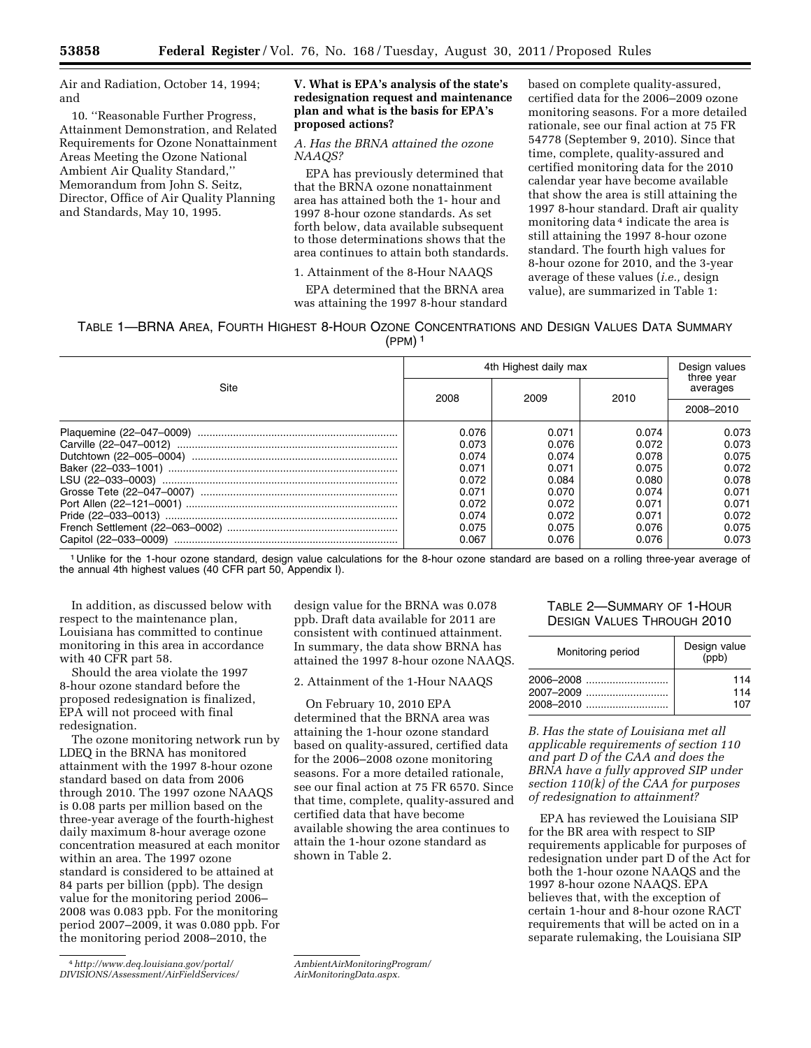Air and Radiation, October 14, 1994; and

10. ''Reasonable Further Progress, Attainment Demonstration, and Related Requirements for Ozone Nonattainment Areas Meeting the Ozone National Ambient Air Quality Standard,'' Memorandum from John S. Seitz, Director, Office of Air Quality Planning and Standards, May 10, 1995.

## V. What is EPA's analysis of the state's redesignation request and maintenance plan and what is the basis for EPA's proposed actions?

### *A. Has the BRNA attained the ozone NAAQS?*

EPA has previously determined that that the BRNA ozone nonattainment area has attained both the 1- hour and 1997 8-hour ozone standards. As set forth below, data available subsequent to those determinations shows that the area continues to attain both standards.

#### 1. Attainment of the 8-Hour NAAQS

EPA determined that the BRNA area was attaining the 1997 8-hour standard based on complete quality-assured, certified data for the 2006–2009 ozone monitoring seasons. For a more detailed rationale, see our final action at 75 FR 54778 (September 9, 2010). Since that time, complete, quality-assured and certified monitoring data for the 2010 calendar year have become available that show the area is still attaining the 1997 8-hour standard. Draft air quality monitoring data [4] indicate the area is still attaining the 1997 8-hour ozone standard. The fourth high values for 8-hour ozone for 2010, and the 3-year average of these values (*i.e.,* design value), are summarized in Table 1:

TABLE 1—BRNA AREA, FOURTH HIGHEST 8-HOUR OZONE CONCENTRATIONS AND DESIGN VALUES DATA SUMMARY (PPM) [1]

| Site | 4th Highest daily max | | | Design values three year averages |
|---|---|---|---|---|
| | 2008 | 2009 | 2010 | 2008–2010 |
| Plaquemine (22–047–0009) | 0.076 | 0.071 | 0.074 | 0.073 |
| Carville (22–047–0012) | 0.073 | 0.076 | 0.072 | 0.073 |
| Dutchtown (22–005–0004) | 0.074 | 0.074 | 0.078 | 0.075 |
| Baker (22–033–1001) | 0.071 | 0.071 | 0.075 | 0.072 |
| LSU (22–033–0003) | 0.072 | 0.084 | 0.080 | 0.078 |
| Grosse Tete (22–047–0007) | 0.071 | 0.070 | 0.074 | 0.071 |
| Port Allen (22–121–0001) | 0.072 | 0.072 | 0.071 | 0.071 |
| Pride (22–033–0013) | 0.074 | 0.072 | 0.071 | 0.072 |
| French Settlement (22–063–0002) | 0.075 | 0.075 | 0.076 | 0.075 |
| Capitol (22–033–0009) | 0.067 | 0.076 | 0.076 | 0.073 |

[1] Unlike for the 1-hour ozone standard, design value calculations for the 8-hour ozone standard are based on a rolling three-year average of the annual 4th highest values (40 CFR part 50, Appendix I).

In addition, as discussed below with respect to the maintenance plan, Louisiana has committed to continue monitoring in this area in accordance with 40 CFR part 58.

Should the area violate the 1997 8-hour ozone standard before the proposed redesignation is finalized, EPA will not proceed with final redesignation.

The ozone monitoring network run by LDEQ in the BRNA has monitored attainment with the 1997 8-hour ozone standard based on data from 2006 through 2010. The 1997 ozone NAAQS is 0.08 parts per million based on the three-year average of the fourth-highest daily maximum 8-hour average ozone concentration measured at each monitor within an area. The 1997 ozone standard is considered to be attained at 84 parts per billion (ppb). The design value for the monitoring period 2006–2008 was 0.083 ppb. For the monitoring period 2007–2009, it was 0.080 ppb. For the monitoring period 2008–2010, the design value for the BRNA was 0.078 ppb. Draft data available for 2011 are consistent with continued attainment. In summary, the data show BRNA has attained the 1997 8-hour ozone NAAQS.

#### 2. Attainment of the 1-Hour NAAQS

On February 10, 2010 EPA determined that the BRNA area was attaining the 1-hour ozone standard based on quality-assured, certified data for the 2006–2008 ozone monitoring seasons. For a more detailed rationale, see our final action at 75 FR 6570. Since that time, complete, quality-assured and certified data that have become available showing the area continues to attain the 1-hour ozone standard as shown in Table 2.

TABLE 2—SUMMARY OF 1-HOUR DESIGN VALUES THROUGH 2010

| Monitoring period | Design value (ppb) |
|---|---|
| 2006–2008 | 114 |
| 2007–2009 | 114 |
| 2008–2010 | 107 |

### *B. Has the state of Louisiana met all applicable requirements of section 110 and part D of the CAA and does the BRNA have a fully approved SIP under section 110(k) of the CAA for purposes of redesignation to attainment?*

EPA has reviewed the Louisiana SIP for the BR area with respect to SIP requirements applicable for purposes of redesignation under part D of the Act for both the 1-hour ozone NAAQS and the 1997 8-hour ozone NAAQS. EPA believes that, with the exception of certain 1-hour and 8-hour ozone RACT requirements that will be acted on in a separate rulemaking, the Louisiana SIP

[4] *http://www.deq.louisiana.gov/portal/DIVISIONS/Assessment/AirFieldServices/AmbientAirMonitoringProgram/AirMonitoringData.aspx.*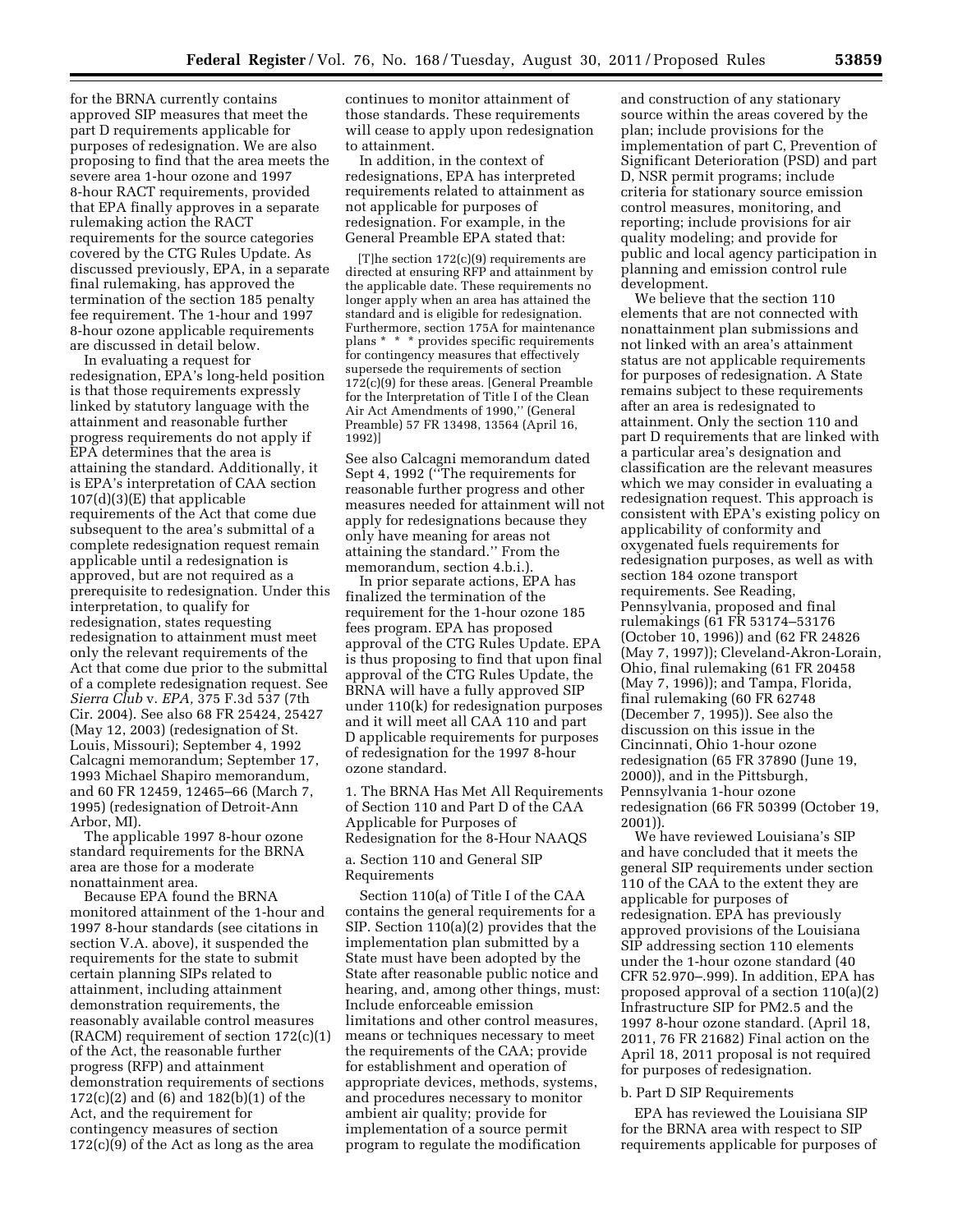for the BRNA currently contains approved SIP measures that meet the part D requirements applicable for purposes of redesignation. We are also proposing to find that the area meets the severe area 1-hour ozone and 1997 8-hour RACT requirements, provided that EPA finally approves in a separate rulemaking action the RACT requirements for the source categories covered by the CTG Rules Update. As discussed previously, EPA, in a separate final rulemaking, has approved the termination of the section 185 penalty fee requirement. The 1-hour and 1997 8-hour ozone applicable requirements are discussed in detail below.

In evaluating a request for redesignation, EPA's long-held position is that those requirements expressly linked by statutory language with the attainment and reasonable further progress requirements do not apply if EPA determines that the area is attaining the standard. Additionally, it is EPA's interpretation of CAA section 107(d)(3)(E) that applicable requirements of the Act that come due subsequent to the area's submittal of a complete redesignation request remain applicable until a redesignation is approved, but are not required as a prerequisite to redesignation. Under this interpretation, to qualify for redesignation, states requesting redesignation to attainment must meet only the relevant requirements of the Act that come due prior to the submittal of a complete redesignation request. See *Sierra Club* v. *EPA,* 375 F.3d 537 (7th Cir. 2004). See also 68 FR 25424, 25427 (May 12, 2003) (redesignation of St. Louis, Missouri); September 4, 1992 Calcagni memorandum; September 17, 1993 Michael Shapiro memorandum, and 60 FR 12459, 12465–66 (March 7, 1995) (redesignation of Detroit-Ann Arbor, MI).

The applicable 1997 8-hour ozone standard requirements for the BRNA area are those for a moderate nonattainment area.

Because EPA found the BRNA monitored attainment of the 1-hour and 1997 8-hour standards (see citations in section V.A. above), it suspended the requirements for the state to submit certain planning SIPs related to attainment, including attainment demonstration requirements, the reasonably available control measures (RACM) requirement of section 172(c)(1) of the Act, the reasonable further progress (RFP) and attainment demonstration requirements of sections 172(c)(2) and (6) and 182(b)(1) of the Act, and the requirement for contingency measures of section 172(c)(9) of the Act as long as the area continues to monitor attainment of those standards. These requirements will cease to apply upon redesignation to attainment.

In addition, in the context of redesignations, EPA has interpreted requirements related to attainment as not applicable for purposes of redesignation. For example, in the General Preamble EPA stated that:

> [T]he section 172(c)(9) requirements are directed at ensuring RFP and attainment by the applicable date. These requirements no longer apply when an area has attained the standard and is eligible for redesignation. Furthermore, section 175A for maintenance plans * * * provides specific requirements for contingency measures that effectively supersede the requirements of section 172(c)(9) for these areas. [General Preamble for the Interpretation of Title I of the Clean Air Act Amendments of 1990,'' (General Preamble) 57 FR 13498, 13564 (April 16, 1992)]

See also Calcagni memorandum dated Sept 4, 1992 (''The requirements for reasonable further progress and other measures needed for attainment will not apply for redesignations because they only have meaning for areas not attaining the standard.'' From the memorandum, section 4.b.i.).

In prior separate actions, EPA has finalized the termination of the requirement for the 1-hour ozone 185 fees program. EPA has proposed approval of the CTG Rules Update. EPA is thus proposing to find that upon final approval of the CTG Rules Update, the BRNA will have a fully approved SIP under 110(k) for redesignation purposes and it will meet all CAA 110 and part D applicable requirements for purposes of redesignation for the 1997 8-hour ozone standard.

### 1. The BRNA Has Met All Requirements of Section 110 and Part D of the CAA Applicable for Purposes of Redesignation for the 8-Hour NAAQS

#### a. Section 110 and General SIP Requirements

Section 110(a) of Title I of the CAA contains the general requirements for a SIP. Section 110(a)(2) provides that the implementation plan submitted by a State must have been adopted by the State after reasonable public notice and hearing, and, among other things, must: Include enforceable emission limitations and other control measures, means or techniques necessary to meet the requirements of the CAA; provide for establishment and operation of appropriate devices, methods, systems, and procedures necessary to monitor ambient air quality; provide for implementation of a source permit program to regulate the modification and construction of any stationary source within the areas covered by the plan; include provisions for the implementation of part C, Prevention of Significant Deterioration (PSD) and part D, NSR permit programs; include criteria for stationary source emission control measures, monitoring, and reporting; include provisions for air quality modeling; and provide for public and local agency participation in planning and emission control rule development.

We believe that the section 110 elements that are not connected with nonattainment plan submissions and not linked with an area's attainment status are not applicable requirements for purposes of redesignation. A State remains subject to these requirements after an area is redesignated to attainment. Only the section 110 and part D requirements that are linked with a particular area's designation and classification are the relevant measures which we may consider in evaluating a redesignation request. This approach is consistent with EPA's existing policy on applicability of conformity and oxygenated fuels requirements for redesignation purposes, as well as with section 184 ozone transport requirements. See Reading, Pennsylvania, proposed and final rulemakings (61 FR 53174–53176 (October 10, 1996)) and (62 FR 24826 (May 7, 1997)); Cleveland-Akron-Lorain, Ohio, final rulemaking (61 FR 20458 (May 7, 1996)); and Tampa, Florida, final rulemaking (60 FR 62748 (December 7, 1995)). See also the discussion on this issue in the Cincinnati, Ohio 1-hour ozone redesignation (65 FR 37890 (June 19, 2000)), and in the Pittsburgh, Pennsylvania 1-hour ozone redesignation (66 FR 50399 (October 19, 2001)).

We have reviewed Louisiana's SIP and have concluded that it meets the general SIP requirements under section 110 of the CAA to the extent they are applicable for purposes of redesignation. EPA has previously approved provisions of the Louisiana SIP addressing section 110 elements under the 1-hour ozone standard (40 CFR 52.970–.999). In addition, EPA has proposed approval of a section 110(a)(2) Infrastructure SIP for PM2.5 and the 1997 8-hour ozone standard. (April 18, 2011, 76 FR 21682) Final action on the April 18, 2011 proposal is not required for purposes of redesignation.

#### b. Part D SIP Requirements

EPA has reviewed the Louisiana SIP for the BRNA area with respect to SIP requirements applicable for purposes of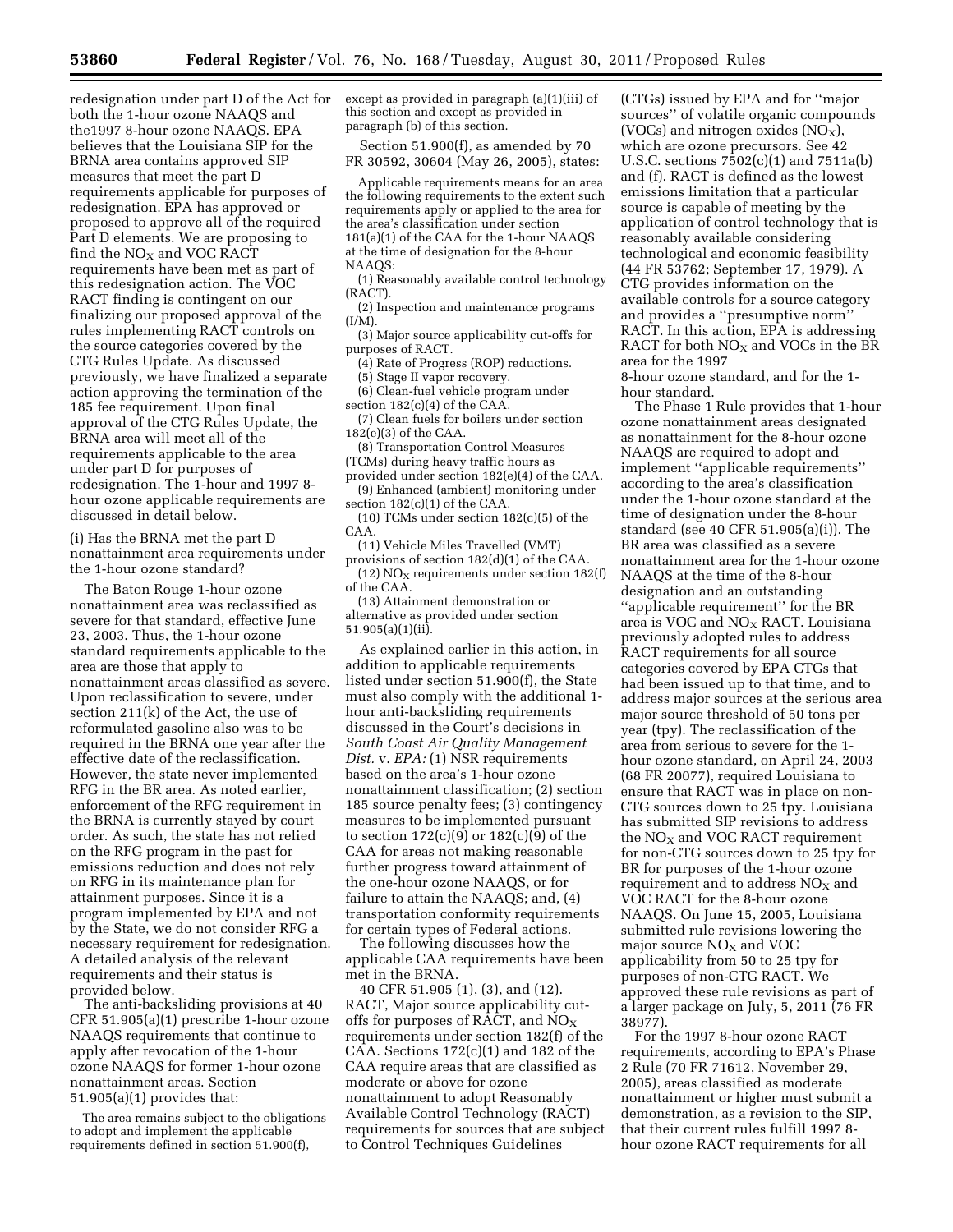redesignation under part D of the Act for both the 1-hour ozone NAAQS and the1997 8-hour ozone NAAQS. EPA believes that the Louisiana SIP for the BRNA area contains approved SIP measures that meet the part D requirements applicable for purposes of redesignation. EPA has approved or proposed to approve all of the required Part D elements. We are proposing to find the $NO_X$ and VOC RACT requirements have been met as part of this redesignation action. The VOC RACT finding is contingent on our finalizing our proposed approval of the rules implementing RACT controls on the source categories covered by the CTG Rules Update. As discussed previously, we have finalized a separate action approving the termination of the 185 fee requirement. Upon final approval of the CTG Rules Update, the BRNA area will meet all of the requirements applicable to the area under part D for purposes of redesignation. The 1-hour and 1997 8-hour ozone applicable requirements are discussed in detail below.

(i) Has the BRNA met the part D nonattainment area requirements under the 1-hour ozone standard?

The Baton Rouge 1-hour ozone nonattainment area was reclassified as severe for that standard, effective June 23, 2003. Thus, the 1-hour ozone standard requirements applicable to the area are those that apply to nonattainment areas classified as severe. Upon reclassification to severe, under section 211(k) of the Act, the use of reformulated gasoline also was to be required in the BRNA one year after the effective date of the reclassification. However, the state never implemented RFG in the BR area. As noted earlier, enforcement of the RFG requirement in the BRNA is currently stayed by court order. As such, the state has not relied on the RFG program in the past for emissions reduction and does not rely on RFG in its maintenance plan for attainment purposes. Since it is a program implemented by EPA and not by the State, we do not consider RFG a necessary requirement for redesignation. A detailed analysis of the relevant requirements and their status is provided below.

The anti-backsliding provisions at 40 CFR 51.905(a)(1) prescribe 1-hour ozone NAAQS requirements that continue to apply after revocation of the 1-hour ozone NAAQS for former 1-hour ozone nonattainment areas. Section 51.905(a)(1) provides that:

The area remains subject to the obligations to adopt and implement the applicable requirements defined in section 51.900(f), except as provided in paragraph (a)(1)(iii) of this section and except as provided in paragraph (b) of this section.

Section 51.900(f), as amended by 70 FR 30592, 30604 (May 26, 2005), states:

Applicable requirements means for an area the following requirements to the extent such requirements apply or applied to the area for the area's classification under section 181(a)(1) of the CAA for the 1-hour NAAQS at the time of designation for the 8-hour NAAQS:

(1) Reasonably available control technology (RACT).

(2) Inspection and maintenance programs (I/M).

(3) Major source applicability cut-offs for purposes of RACT.

(4) Rate of Progress (ROP) reductions.

(5) Stage II vapor recovery.

(6) Clean-fuel vehicle program under section 182(c)(4) of the CAA.

(7) Clean fuels for boilers under section 182(e)(3) of the CAA.

(8) Transportation Control Measures (TCMs) during heavy traffic hours as provided under section 182(e)(4) of the CAA.

(9) Enhanced (ambient) monitoring under section 182(c)(1) of the CAA.

(10) TCMs under section 182(c)(5) of the CAA.

(11) Vehicle Miles Travelled (VMT) provisions of section 182(d)(1) of the CAA.

(12) $NO_X$ requirements under section 182(f) of the CAA.

(13) Attainment demonstration or alternative as provided under section 51.905(a)(1)(ii).

As explained earlier in this action, in addition to applicable requirements listed under section 51.900(f), the State must also comply with the additional 1-hour anti-backsliding requirements discussed in the Court's decisions in *South Coast Air Quality Management Dist.* v. *EPA:* (1) NSR requirements based on the area's 1-hour ozone nonattainment classification; (2) section 185 source penalty fees; (3) contingency measures to be implemented pursuant to section 172(c)(9) or 182(c)(9) of the CAA for areas not making reasonable further progress toward attainment of the one-hour ozone NAAQS, or for failure to attain the NAAQS; and, (4) transportation conformity requirements for certain types of Federal actions.

The following discusses how the applicable CAA requirements have been met in the BRNA.

40 CFR 51.905 (1), (3), and (12). RACT, Major source applicability cut-offs for purposes of RACT, and $NO_X$ requirements under section 182(f) of the CAA. Sections 172(c)(1) and 182 of the CAA require areas that are classified as moderate or above for ozone nonattainment to adopt Reasonably Available Control Technology (RACT) requirements for sources that are subject to Control Techniques Guidelines (CTGs) issued by EPA and for "major sources" of volatile organic compounds (VOCs) and nitrogen oxides ($NO_X$), which are ozone precursors. See 42 U.S.C. sections 7502(c)(1) and 7511a(b) and (f). RACT is defined as the lowest emissions limitation that a particular source is capable of meeting by the application of control technology that is reasonably available considering technological and economic feasibility (44 FR 53762; September 17, 1979). A CTG provides information on the available controls for a source category and provides a "presumptive norm" RACT. In this action, EPA is addressing RACT for both $NO_X$ and VOCs in the BR area for the 1997 8-hour ozone standard, and for the 1-hour standard.

The Phase 1 Rule provides that 1-hour ozone nonattainment areas designated as nonattainment for the 8-hour ozone NAAQS are required to adopt and implement "applicable requirements" according to the area's classification under the 1-hour ozone standard at the time of designation under the 8-hour standard (see 40 CFR 51.905(a)(i)). The BR area was classified as a severe nonattainment area for the 1-hour ozone NAAQS at the time of the 8-hour designation and an outstanding "applicable requirement" for the BR area is VOC and $NO_X$ RACT. Louisiana previously adopted rules to address RACT requirements for all source categories covered by EPA CTGs that had been issued up to that time, and to address major sources at the serious area major source threshold of 50 tons per year (tpy). The reclassification of the area from serious to severe for the 1-hour ozone standard, on April 24, 2003 (68 FR 20077), required Louisiana to ensure that RACT was in place on non-CTG sources down to 25 tpy. Louisiana has submitted SIP revisions to address the $NO_X$ and VOC RACT requirement for non-CTG sources down to 25 tpy for BR for purposes of the 1-hour ozone requirement and to address $NO_X$ and VOC RACT for the 8-hour ozone NAAQS. On June 15, 2005, Louisiana submitted rule revisions lowering the major source $NO_X$ and VOC applicability from 50 to 25 tpy for purposes of non-CTG RACT. We approved these rule revisions as part of a larger package on July, 5, 2011 (76 FR 38977).

For the 1997 8-hour ozone RACT requirements, according to EPA's Phase 2 Rule (70 FR 71612, November 29, 2005), areas classified as moderate nonattainment or higher must submit a demonstration, as a revision to the SIP, that their current rules fulfill 1997 8-hour ozone RACT requirements for all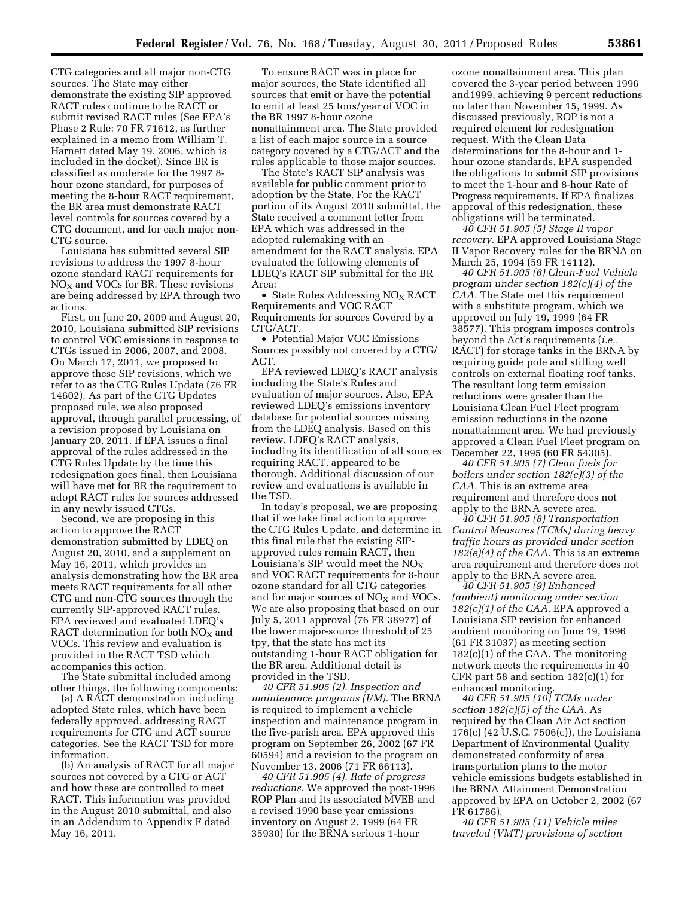CTG categories and all major non-CTG sources. The State may either demonstrate the existing SIP approved RACT rules continue to be RACT or submit revised RACT rules (See EPA's Phase 2 Rule: 70 FR 71612, as further explained in a memo from William T. Harnett dated May 19, 2006, which is included in the docket). Since BR is classified as moderate for the 1997 8-hour ozone standard, for purposes of meeting the 8-hour RACT requirement, the BR area must demonstrate RACT level controls for sources covered by a CTG document, and for each major non-CTG source.

Louisiana has submitted several SIP revisions to address the 1997 8-hour ozone standard RACT requirements for $NO_X$ and VOCs for BR. These revisions are being addressed by EPA through two actions.

First, on June 20, 2009 and August 20, 2010, Louisiana submitted SIP revisions to control VOC emissions in response to CTGs issued in 2006, 2007, and 2008. On March 17, 2011, we proposed to approve these SIP revisions, which we refer to as the CTG Rules Update (76 FR 14602). As part of the CTG Updates proposed rule, we also proposed approval, through parallel processing, of a revision proposed by Louisiana on January 20, 2011. If EPA issues a final approval of the rules addressed in the CTG Rules Update by the time this redesignation goes final, then Louisiana will have met for BR the requirement to adopt RACT rules for sources addressed in any newly issued CTGs.

Second, we are proposing in this action to approve the RACT demonstration submitted by LDEQ on August 20, 2010, and a supplement on May 16, 2011, which provides an analysis demonstrating how the BR area meets RACT requirements for all other CTG and non-CTG sources through the currently SIP-approved RACT rules. EPA reviewed and evaluated LDEQ's RACT determination for both $NO_X$ and VOCs. This review and evaluation is provided in the RACT TSD which accompanies this action.

The State submittal included among other things, the following components:

(a) A RACT demonstration including adopted State rules, which have been federally approved, addressing RACT requirements for CTG and ACT source categories. See the RACT TSD for more information.

(b) An analysis of RACT for all major sources not covered by a CTG or ACT and how these are controlled to meet RACT. This information was provided in the August 2010 submittal, and also in an Addendum to Appendix F dated May 16, 2011.

To ensure RACT was in place for major sources, the State identified all sources that emit or have the potential to emit at least 25 tons/year of VOC in the BR 1997 8-hour ozone nonattainment area. The State provided a list of each major source in a source category covered by a CTG/ACT and the rules applicable to those major sources.

The State's RACT SIP analysis was available for public comment prior to adoption by the State. For the RACT portion of its August 2010 submittal, the State received a comment letter from EPA which was addressed in the adopted rulemaking with an amendment for the RACT analysis. EPA evaluated the following elements of LDEQ's RACT SIP submittal for the BR Area:

- State Rules Addressing $NO_X$ RACT Requirements and VOC RACT Requirements for sources Covered by a CTG/ACT.
- Potential Major VOC Emissions Sources possibly not covered by a CTG/ACT.

EPA reviewed LDEQ's RACT analysis including the State's Rules and evaluation of major sources. Also, EPA reviewed LDEQ's emissions inventory database for potential sources missing from the LDEQ analysis. Based on this review, LDEQ's RACT analysis, including its identification of all sources requiring RACT, appeared to be thorough. Additional discussion of our review and evaluations is available in the TSD.

In today's proposal, we are proposing that if we take final action to approve the CTG Rules Update, and determine in this final rule that the existing SIP-approved rules remain RACT, then Louisiana's SIP would meet the $NO_X$ and VOC RACT requirements for 8-hour ozone standard for all CTG categories and for major sources of $NO_X$ and VOCs. We are also proposing that based on our July 5, 2011 approval (76 FR 38977) of the lower major-source threshold of 25 tpy, that the state has met its outstanding 1-hour RACT obligation for the BR area. Additional detail is provided in the TSD.

*40 CFR 51.905 (2). Inspection and maintenance programs (I/M).* The BRNA is required to implement a vehicle inspection and maintenance program in the five-parish area. EPA approved this program on September 26, 2002 (67 FR 60594) and a revision to the program on November 13, 2006 (71 FR 66113).

*40 CFR 51.905 (4). Rate of progress reductions.* We approved the post-1996 ROP Plan and its associated MVEB and a revised 1990 base year emissions inventory on August 2, 1999 (64 FR 35930) for the BRNA serious 1-hour ozone nonattainment area. This plan covered the 3-year period between 1996 and1999, achieving 9 percent reductions no later than November 15, 1999. As discussed previously, ROP is not a required element for redesignation request. With the Clean Data determinations for the 8-hour and 1-hour ozone standards, EPA suspended the obligations to submit SIP provisions to meet the 1-hour and 8-hour Rate of Progress requirements. If EPA finalizes approval of this redesignation, these obligations will be terminated.

*40 CFR 51.905 (5) Stage II vapor recovery.* EPA approved Louisiana Stage II Vapor Recovery rules for the BRNA on March 25, 1994 (59 FR 14112).

*40 CFR 51.905 (6) Clean-Fuel Vehicle program under section 182(c)(4) of the CAA.* The State met this requirement with a substitute program, which we approved on July 19, 1999 (64 FR 38577). This program imposes controls beyond the Act's requirements (*i.e.,* RACT) for storage tanks in the BRNA by requiring guide pole and stilling well controls on external floating roof tanks. The resultant long term emission reductions were greater than the Louisiana Clean Fuel Fleet program emission reductions in the ozone nonattainment area. We had previously approved a Clean Fuel Fleet program on December 22, 1995 (60 FR 54305).

*40 CFR 51.905 (7) Clean fuels for boilers under section 182(e)(3) of the CAA.* This is an extreme area requirement and therefore does not apply to the BRNA severe area.

*40 CFR 51.905 (8) Transportation Control Measures (TCMs) during heavy traffic hours as provided under section 182(e)(4) of the CAA.* This is an extreme area requirement and therefore does not apply to the BRNA severe area.

*40 CFR 51.905 (9) Enhanced (ambient) monitoring under section 182(c)(1) of the CAA.* EPA approved a Louisiana SIP revision for enhanced ambient monitoring on June 19, 1996 (61 FR 31037) as meeting section 182(c)(1) of the CAA. The monitoring network meets the requirements in 40 CFR part 58 and section 182(c)(1) for enhanced monitoring.

*40 CFR 51.905 (10) TCMs under section 182(c)(5) of the CAA.* As required by the Clean Air Act section 176(c) (42 U.S.C. 7506(c)), the Louisiana Department of Environmental Quality demonstrated conformity of area transportation plans to the motor vehicle emissions budgets established in the BRNA Attainment Demonstration approved by EPA on October 2, 2002 (67 FR 61786).

*40 CFR 51.905 (11) Vehicle miles traveled (VMT) provisions of section*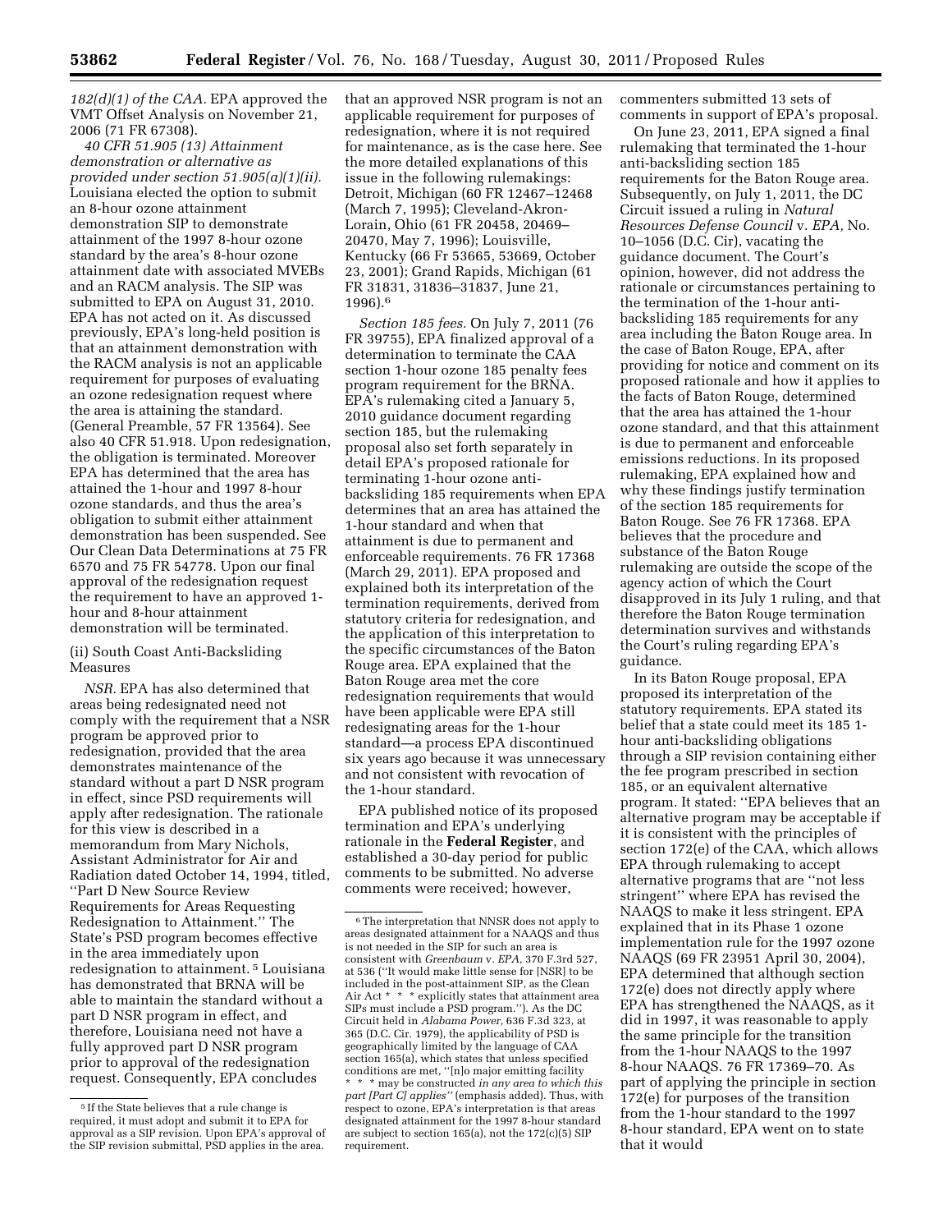*182(d)(1) of the CAA.* EPA approved the VMT Offset Analysis on November 21, 2006 (71 FR 67308).

*40 CFR 51.905 (13) Attainment demonstration or alternative as provided under section 51.905(a)(1)(ii).* Louisiana elected the option to submit an 8-hour ozone attainment demonstration SIP to demonstrate attainment of the 1997 8-hour ozone standard by the area's 8-hour ozone attainment date with associated MVEBs and an RACM analysis. The SIP was submitted to EPA on August 31, 2010. EPA has not acted on it. As discussed previously, EPA's long-held position is that an attainment demonstration with the RACM analysis is not an applicable requirement for purposes of evaluating an ozone redesignation request where the area is attaining the standard. (General Preamble, 57 FR 13564). See also 40 CFR 51.918. Upon redesignation, the obligation is terminated. Moreover EPA has determined that the area has attained the 1-hour and 1997 8-hour ozone standards, and thus the area's obligation to submit either attainment demonstration has been suspended. See Our Clean Data Determinations at 75 FR 6570 and 75 FR 54778. Upon our final approval of the redesignation request the requirement to have an approved 1-hour and 8-hour attainment demonstration will be terminated.

(ii) South Coast Anti-Backsliding Measures

*NSR.* EPA has also determined that areas being redesignated need not comply with the requirement that a NSR program be approved prior to redesignation, provided that the area demonstrates maintenance of the standard without a part D NSR program in effect, since PSD requirements will apply after redesignation. The rationale for this view is described in a memorandum from Mary Nichols, Assistant Administrator for Air and Radiation dated October 14, 1994, titled, ''Part D New Source Review Requirements for Areas Requesting Redesignation to Attainment.'' The State's PSD program becomes effective in the area immediately upon redesignation to attainment.[5] Louisiana has demonstrated that BRNA will be able to maintain the standard without a part D NSR program in effect, and therefore, Louisiana need not have a fully approved part D NSR program prior to approval of the redesignation request. Consequently, EPA concludes that an approved NSR program is not an applicable requirement for purposes of redesignation, where it is not required for maintenance, as is the case here. See the more detailed explanations of this issue in the following rulemakings: Detroit, Michigan (60 FR 12467–12468 (March 7, 1995); Cleveland-Akron-Lorain, Ohio (61 FR 20458, 20469–20470, May 7, 1996); Louisville, Kentucky (66 Fr 53665, 53669, October 23, 2001); Grand Rapids, Michigan (61 FR 31831, 31836–31837, June 21, 1996).[6]

*Section 185 fees.* On July 7, 2011 (76 FR 39755), EPA finalized approval of a determination to terminate the CAA section 1-hour ozone 185 penalty fees program requirement for the BRNA. EPA's rulemaking cited a January 5, 2010 guidance document regarding section 185, but the rulemaking proposal also set forth separately in detail EPA's proposed rationale for terminating 1-hour ozone anti-backsliding 185 requirements when EPA determines that an area has attained the 1-hour standard and when that attainment is due to permanent and enforceable requirements. 76 FR 17368 (March 29, 2011). EPA proposed and explained both its interpretation of the termination requirements, derived from statutory criteria for redesignation, and the application of this interpretation to the specific circumstances of the Baton Rouge area. EPA explained that the Baton Rouge area met the core redesignation requirements that would have been applicable were EPA still redesignating areas for the 1-hour standard—a process EPA discontinued six years ago because it was unnecessary and not consistent with revocation of the 1-hour standard.

EPA published notice of its proposed termination and EPA's underlying rationale in the **Federal Register**, and established a 30-day period for public comments to be submitted. No adverse comments were received; however, commenters submitted 13 sets of comments in support of EPA's proposal.

On June 23, 2011, EPA signed a final rulemaking that terminated the 1-hour anti-backsliding section 185 requirements for the Baton Rouge area. Subsequently, on July 1, 2011, the DC Circuit issued a ruling in *Natural Resources Defense Council* v. *EPA,* No. 10–1056 (D.C. Cir), vacating the guidance document. The Court's opinion, however, did not address the rationale or circumstances pertaining to the termination of the 1-hour anti-backsliding 185 requirements for any area including the Baton Rouge area. In the case of Baton Rouge, EPA, after providing for notice and comment on its proposed rationale and how it applies to the facts of Baton Rouge, determined that the area has attained the 1-hour ozone standard, and that this attainment is due to permanent and enforceable emissions reductions. In its proposed rulemaking, EPA explained how and why these findings justify termination of the section 185 requirements for Baton Rouge. See 76 FR 17368. EPA believes that the procedure and substance of the Baton Rouge rulemaking are outside the scope of the agency action of which the Court disapproved in its July 1 ruling, and that therefore the Baton Rouge termination determination survives and withstands the Court's ruling regarding EPA's guidance.

In its Baton Rouge proposal, EPA proposed its interpretation of the statutory requirements. EPA stated its belief that a state could meet its 185 1-hour anti-backsliding obligations through a SIP revision containing either the fee program prescribed in section 185, or an equivalent alternative program. It stated: ''EPA believes that an alternative program may be acceptable if it is consistent with the principles of section 172(e) of the CAA, which allows EPA through rulemaking to accept alternative programs that are ''not less stringent'' where EPA has revised the NAAQS to make it less stringent. EPA explained that in its Phase 1 ozone implementation rule for the 1997 ozone NAAQS (69 FR 23951 April 30, 2004), EPA determined that although section 172(e) does not directly apply where EPA has strengthened the NAAQS, as it did in 1997, it was reasonable to apply the same principle for the transition from the 1-hour NAAQS to the 1997 8-hour NAAQS. 76 FR 17369–70. As part of applying the principle in section 172(e) for purposes of the transition from the 1-hour standard to the 1997 8-hour standard, EPA went on to state that it would

---

[5] If the State believes that a rule change is required, it must adopt and submit it to EPA for approval as a SIP revision. Upon EPA's approval of the SIP revision submittal, PSD applies in the area.

[6] The interpretation that NNSR does not apply to areas designated attainment for a NAAQS and thus is not needed in the SIP for such an area is consistent with *Greenbaum* v. *EPA,* 370 F.3rd 527, at 536 (''It would make little sense for [NSR] to be included in the post-attainment SIP, as the Clean Air Act * * * explicitly states that attainment area SIPs must include a PSD program.''). As the DC Circuit held in *Alabama Power,* 636 F.3d 323, at 365 (D.C. Cir. 1979), the applicability of PSD is geographically limited by the language of CAA section 165(a), which states that unless specified conditions are met, ''[n]o major emitting facility * * * may be constructed *in any area to which this part [Part C] applies''* (emphasis added). Thus, with respect to ozone, EPA's interpretation is that areas designated attainment for the 1997 8-hour standard are subject to section 165(a), not the 172(c)(5) SIP requirement.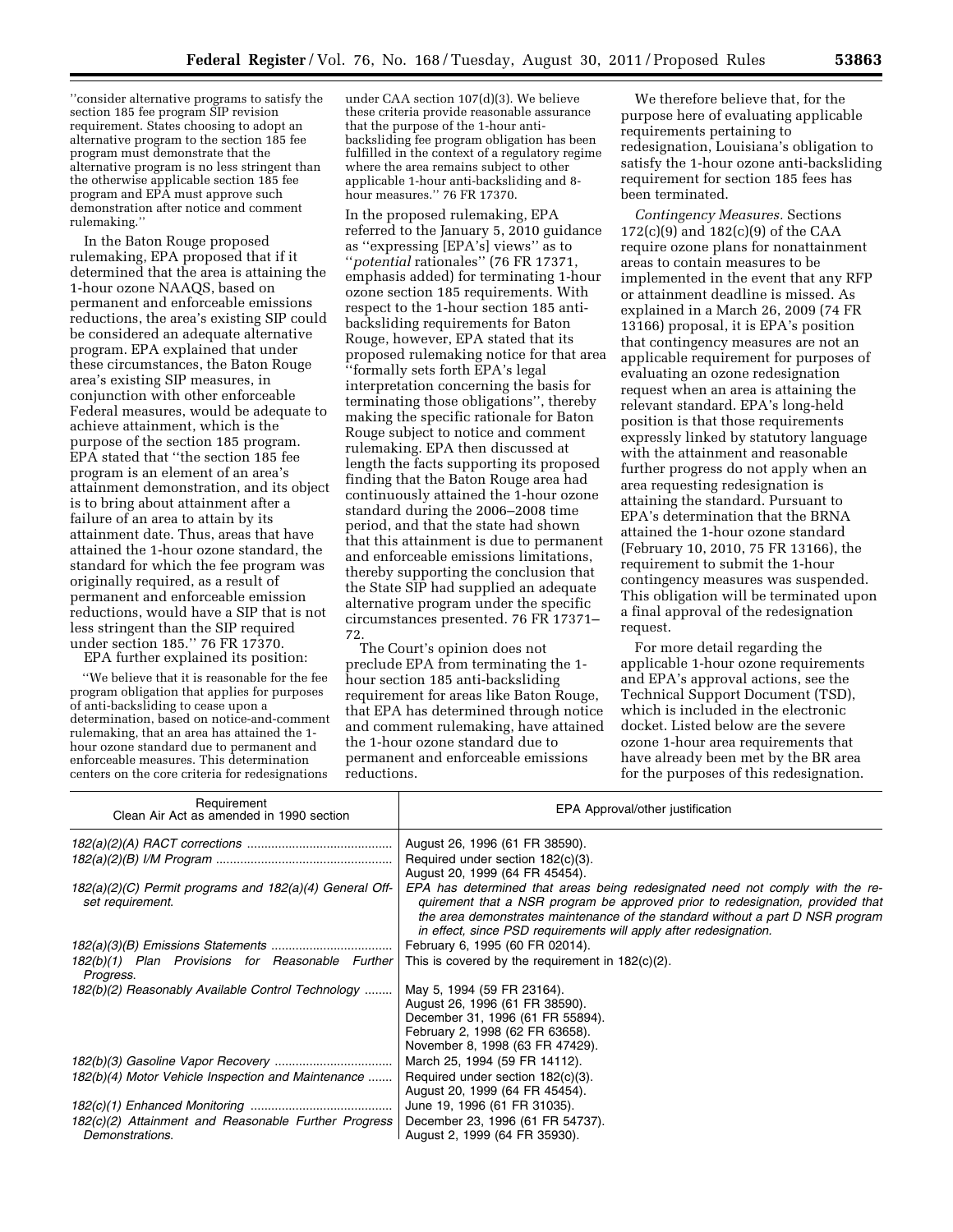"consider alternative programs to satisfy the section 185 fee program SIP revision requirement. States choosing to adopt an alternative program to the section 185 fee program must demonstrate that the alternative program is no less stringent than the otherwise applicable section 185 fee program and EPA must approve such demonstration after notice and comment rulemaking."

In the Baton Rouge proposed rulemaking, EPA proposed that if it determined that the area is attaining the 1-hour ozone NAAQS, based on permanent and enforceable emissions reductions, the area's existing SIP could be considered an adequate alternative program. EPA explained that under these circumstances, the Baton Rouge area's existing SIP measures, in conjunction with other enforceable Federal measures, would be adequate to achieve attainment, which is the purpose of the section 185 program. EPA stated that "the section 185 fee program is an element of an area's attainment demonstration, and its object is to bring about attainment after a failure of an area to attain by its attainment date. Thus, areas that have attained the 1-hour ozone standard, the standard for which the fee program was originally required, as a result of permanent and enforceable emission reductions, would have a SIP that is not less stringent than the SIP required under section 185." 76 FR 17370.

EPA further explained its position:

"We believe that it is reasonable for the fee program obligation that applies for purposes of anti-backsliding to cease upon a determination, based on notice-and-comment rulemaking, that an area has attained the 1-hour ozone standard due to permanent and enforceable measures. This determination centers on the core criteria for redesignations under CAA section 107(d)(3). We believe these criteria provide reasonable assurance that the purpose of the 1-hour anti-backsliding fee program obligation has been fulfilled in the context of a regulatory regime where the area remains subject to other applicable 1-hour anti-backsliding and 8-hour measures." 76 FR 17370.

In the proposed rulemaking, EPA referred to the January 5, 2010 guidance as "expressing [EPA's] views" as to "*potential* rationales" (76 FR 17371, emphasis added) for terminating 1-hour ozone section 185 requirements. With respect to the 1-hour section 185 anti-backsliding requirements for Baton Rouge, however, EPA stated that its proposed rulemaking notice for that area "formally sets forth EPA's legal interpretation concerning the basis for terminating those obligations", thereby making the specific rationale for Baton Rouge subject to notice and comment rulemaking. EPA then discussed at length the facts supporting its proposed finding that the Baton Rouge area had continuously attained the 1-hour ozone standard during the 2006–2008 time period, and that the state had shown that this attainment is due to permanent and enforceable emissions limitations, thereby supporting the conclusion that the State SIP had supplied an adequate alternative program under the specific circumstances presented. 76 FR 17371–72.

The Court's opinion does not preclude EPA from terminating the 1-hour section 185 anti-backsliding requirement for areas like Baton Rouge, that EPA has determined through notice and comment rulemaking, have attained the 1-hour ozone standard due to permanent and enforceable emissions reductions.

We therefore believe that, for the purpose here of evaluating applicable requirements pertaining to redesignation, Louisiana's obligation to satisfy the 1-hour ozone anti-backsliding requirement for section 185 fees has been terminated.

*Contingency Measures.* Sections 172(c)(9) and 182(c)(9) of the CAA require ozone plans for nonattainment areas to contain measures to be implemented in the event that any RFP or attainment deadline is missed. As explained in a March 26, 2009 (74 FR 13166) proposal, it is EPA's position that contingency measures are not an applicable requirement for purposes of evaluating an ozone redesignation request when an area is attaining the relevant standard. EPA's long-held position is that those requirements expressly linked by statutory language with the attainment and reasonable further progress do not apply when an area requesting redesignation is attaining the standard. Pursuant to EPA's determination that the BRNA attained the 1-hour ozone standard (February 10, 2010, 75 FR 13166), the requirement to submit the 1-hour contingency measures was suspended. This obligation will be terminated upon a final approval of the redesignation request.

For more detail regarding the applicable 1-hour ozone requirements and EPA's approval actions, see the Technical Support Document (TSD), which is included in the electronic docket. Listed below are the severe ozone 1-hour area requirements that have already been met by the BR area for the purposes of this redesignation.

| Requirement Clean Air Act as amended in 1990 section | EPA Approval/other justification |
|---|---|
| *182(a)(2)(A) RACT corrections* | August 26, 1996 (61 FR 38590). |
| *182(a)(2)(B) I/M Program* | Required under section 182(c)(3). August 20, 1999 (64 FR 45454). |
| *182(a)(2)(C) Permit programs and 182(a)(4) General Offset requirement.* | *EPA has determined that areas being redesignated need not comply with the requirement that a NSR program be approved prior to redesignation, provided that the area demonstrates maintenance of the standard without a part D NSR program in effect, since PSD requirements will apply after redesignation.* |
| *182(a)(3)(B) Emissions Statements* | February 6, 1995 (60 FR 02014). |
| *182(b)(1) Plan Provisions for Reasonable Further Progress.* | This is covered by the requirement in 182(c)(2). |
| *182(b)(2) Reasonably Available Control Technology* | May 5, 1994 (59 FR 23164). August 26, 1996 (61 FR 38590). December 31, 1996 (61 FR 55894). February 2, 1998 (62 FR 63658). November 8, 1998 (63 FR 47429). |
| *182(b)(3) Gasoline Vapor Recovery* | March 25, 1994 (59 FR 14112). |
| *182(b)(4) Motor Vehicle Inspection and Maintenance* | Required under section 182(c)(3). August 20, 1999 (64 FR 45454). |
| *182(c)(1) Enhanced Monitoring* | June 19, 1996 (61 FR 31035). |
| *182(c)(2) Attainment and Reasonable Further Progress Demonstrations.* | December 23, 1996 (61 FR 54737). August 2, 1999 (64 FR 35930). |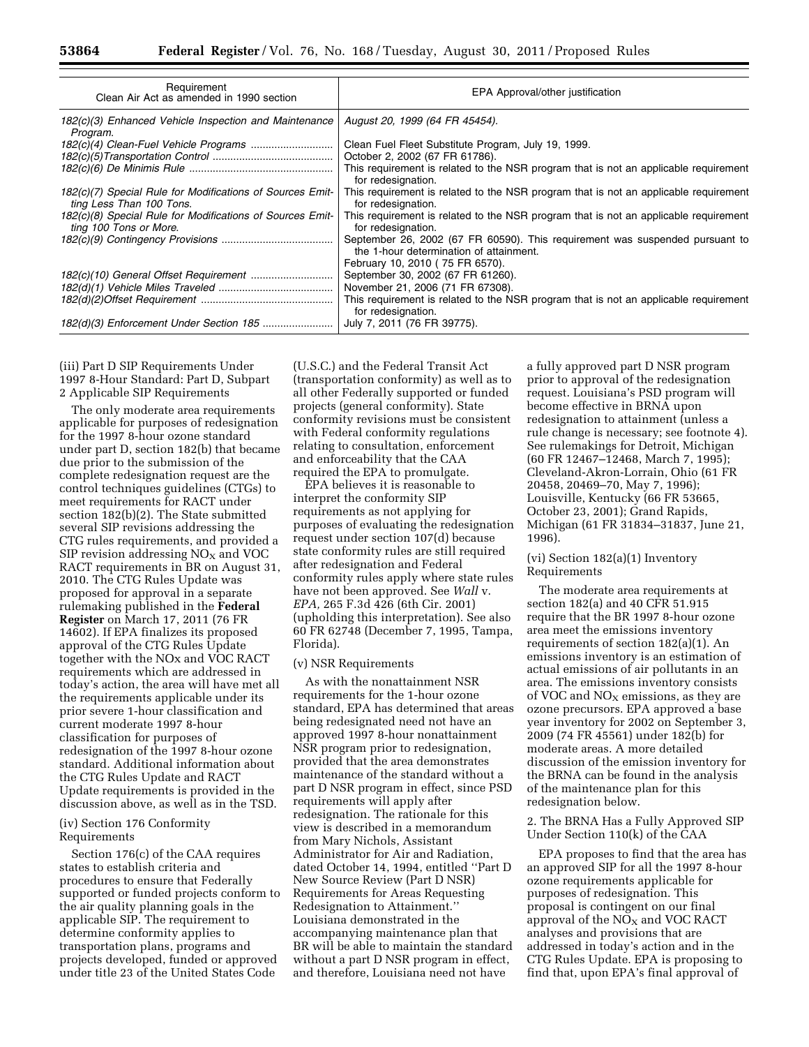| Requirement Clean Air Act as amended in 1990 section | EPA Approval/other justification |
| --- | --- |
| *182(c)(3) Enhanced Vehicle Inspection and Maintenance Program.* | *August 20, 1999 (64 FR 45454).* |
| *182(c)(4) Clean-Fuel Vehicle Programs* | Clean Fuel Fleet Substitute Program, July 19, 1999. |
| *182(c)(5)Transportation Control* | October 2, 2002 (67 FR 61786). |
| *182(c)(6) De Minimis Rule* | This requirement is related to the NSR program that is not an applicable requirement for redesignation. |
| *182(c)(7) Special Rule for Modifications of Sources Emitting Less Than 100 Tons.* | This requirement is related to the NSR program that is not an applicable requirement for redesignation. |
| *182(c)(8) Special Rule for Modifications of Sources Emitting 100 Tons or More.* | This requirement is related to the NSR program that is not an applicable requirement for redesignation. |
| *182(c)(9) Contingency Provisions* | September 26, 2002 (67 FR 60590). This requirement was suspended pursuant to the 1-hour determination of attainment. February 10, 2010 ( 75 FR 6570). |
| *182(c)(10) General Offset Requirement* | September 30, 2002 (67 FR 61260). |
| *182(d)(1) Vehicle Miles Traveled* | November 21, 2006 (71 FR 67308). |
| *182(d)(2)Offset Requirement* | This requirement is related to the NSR program that is not an applicable requirement for redesignation. |
| *182(d)(3) Enforcement Under Section 185* | July 7, 2011 (76 FR 39775). |

(iii) Part D SIP Requirements Under 1997 8-Hour Standard: Part D, Subpart 2 Applicable SIP Requirements

The only moderate area requirements applicable for purposes of redesignation for the 1997 8-hour ozone standard under part D, section 182(b) that became due prior to the submission of the complete redesignation request are the control techniques guidelines (CTGs) to meet requirements for RACT under section 182(b)(2). The State submitted several SIP revisions addressing the CTG rules requirements, and provided a SIP revision addressing $NO_X$ and VOC RACT requirements in BR on August 31, 2010. The CTG Rules Update was proposed for approval in a separate rulemaking published in the **Federal Register** on March 17, 2011 (76 FR 14602). If EPA finalizes its proposed approval of the CTG Rules Update together with the NOx and VOC RACT requirements which are addressed in today's action, the area will have met all the requirements applicable under its prior severe 1-hour classification and current moderate 1997 8-hour classification for purposes of redesignation of the 1997 8-hour ozone standard. Additional information about the CTG Rules Update and RACT Update requirements is provided in the discussion above, as well as in the TSD.

(iv) Section 176 Conformity Requirements

Section 176(c) of the CAA requires states to establish criteria and procedures to ensure that Federally supported or funded projects conform to the air quality planning goals in the applicable SIP. The requirement to determine conformity applies to transportation plans, programs and projects developed, funded or approved under title 23 of the United States Code (U.S.C.) and the Federal Transit Act (transportation conformity) as well as to all other Federally supported or funded projects (general conformity). State conformity revisions must be consistent with Federal conformity regulations relating to consultation, enforcement and enforceability that the CAA required the EPA to promulgate.

EPA believes it is reasonable to interpret the conformity SIP requirements as not applying for purposes of evaluating the redesignation request under section 107(d) because state conformity rules are still required after redesignation and Federal conformity rules apply where state rules have not been approved. See *Wall* v. *EPA,* 265 F.3d 426 (6th Cir. 2001) (upholding this interpretation). See also 60 FR 62748 (December 7, 1995, Tampa, Florida).

(v) NSR Requirements

As with the nonattainment NSR requirements for the 1-hour ozone standard, EPA has determined that areas being redesignated need not have an approved 1997 8-hour nonattainment NSR program prior to redesignation, provided that the area demonstrates maintenance of the standard without a part D NSR program in effect, since PSD requirements will apply after redesignation. The rationale for this view is described in a memorandum from Mary Nichols, Assistant Administrator for Air and Radiation, dated October 14, 1994, entitled ''Part D New Source Review (Part D NSR) Requirements for Areas Requesting Redesignation to Attainment.'' Louisiana demonstrated in the accompanying maintenance plan that BR will be able to maintain the standard without a part D NSR program in effect, and therefore, Louisiana need not have a fully approved part D NSR program prior to approval of the redesignation request. Louisiana's PSD program will become effective in BRNA upon redesignation to attainment (unless a rule change is necessary; see footnote 4). See rulemakings for Detroit, Michigan (60 FR 12467–12468, March 7, 1995); Cleveland-Akron-Lorrain, Ohio (61 FR 20458, 20469–70, May 7, 1996); Louisville, Kentucky (66 FR 53665, October 23, 2001); Grand Rapids, Michigan (61 FR 31834–31837, June 21, 1996).

(vi) Section 182(a)(1) Inventory Requirements

The moderate area requirements at section 182(a) and 40 CFR 51.915 require that the BR 1997 8-hour ozone area meet the emissions inventory requirements of section 182(a)(1). An emissions inventory is an estimation of actual emissions of air pollutants in an area. The emissions inventory consists of VOC and $NO_X$ emissions, as they are ozone precursors. EPA approved a base year inventory for 2002 on September 3, 2009 (74 FR 45561) under 182(b) for moderate areas. A more detailed discussion of the emission inventory for the BRNA can be found in the analysis of the maintenance plan for this redesignation below.

2. The BRNA Has a Fully Approved SIP Under Section 110(k) of the CAA

EPA proposes to find that the area has an approved SIP for all the 1997 8-hour ozone requirements applicable for purposes of redesignation. This proposal is contingent on our final approval of the $NO_X$ and VOC RACT analyses and provisions that are addressed in today's action and in the CTG Rules Update. EPA is proposing to find that, upon EPA's final approval of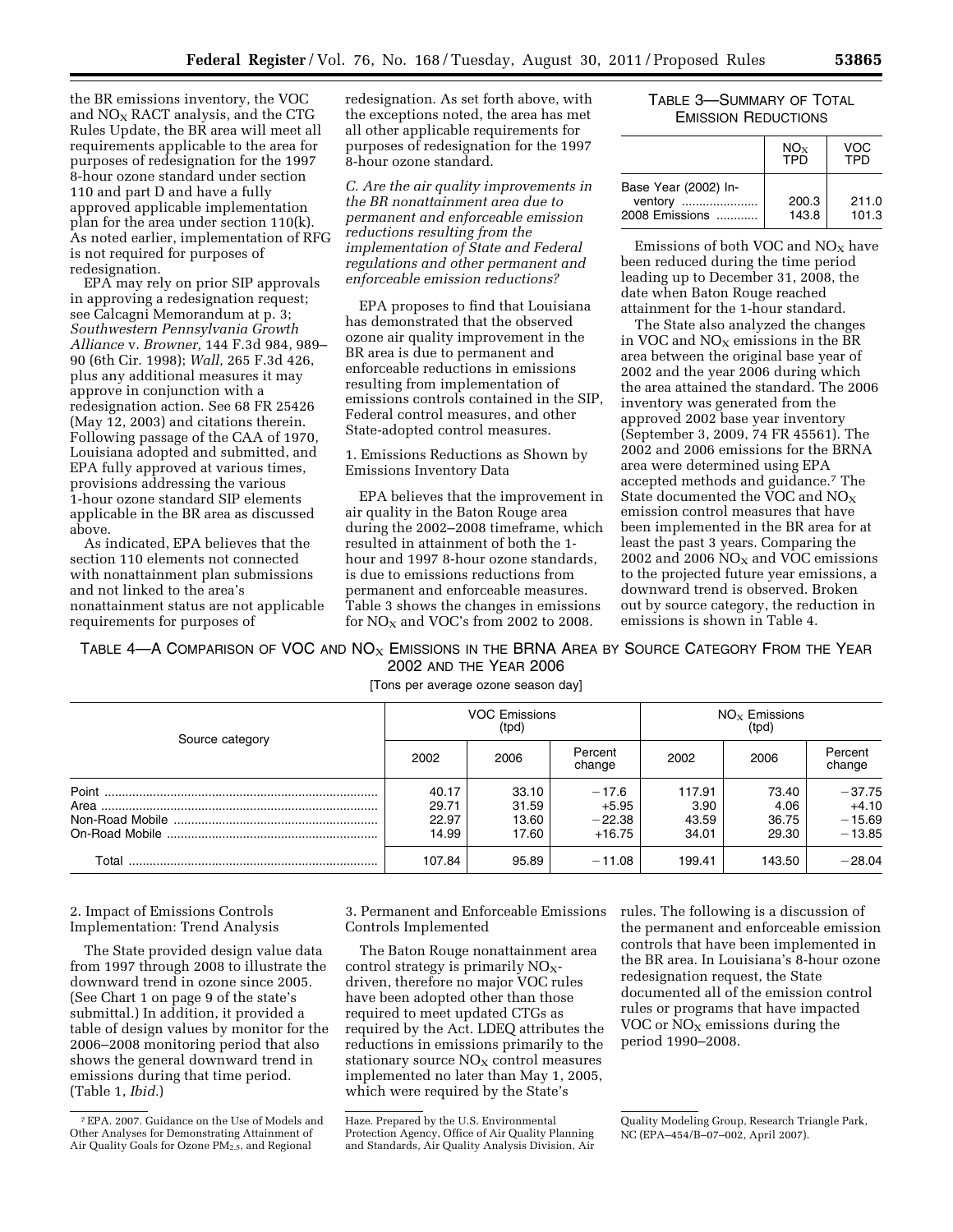the BR emissions inventory, the VOC and $NO_X$ RACT analysis, and the CTG Rules Update, the BR area will meet all requirements applicable to the area for purposes of redesignation for the 1997 8-hour ozone standard under section 110 and part D and have a fully approved applicable implementation plan for the area under section 110(k). As noted earlier, implementation of RFG is not required for purposes of redesignation.

EPA may rely on prior SIP approvals in approving a redesignation request; see Calcagni Memorandum at p. 3; *Southwestern Pennsylvania Growth Alliance* v. *Browner,* 144 F.3d 984, 989–90 (6th Cir. 1998); *Wall,* 265 F.3d 426, plus any additional measures it may approve in conjunction with a redesignation action. See 68 FR 25426 (May 12, 2003) and citations therein. Following passage of the CAA of 1970, Louisiana adopted and submitted, and EPA fully approved at various times, provisions addressing the various 1-hour ozone standard SIP elements applicable in the BR area as discussed above.

As indicated, EPA believes that the section 110 elements not connected with nonattainment plan submissions and not linked to the area's nonattainment status are not applicable requirements for purposes of redesignation. As set forth above, with the exceptions noted, the area has met all other applicable requirements for purposes of redesignation for the 1997 8-hour ozone standard.

*C. Are the air quality improvements in the BR nonattainment area due to permanent and enforceable emission reductions resulting from the implementation of State and Federal regulations and other permanent and enforceable emission reductions?*

EPA proposes to find that Louisiana has demonstrated that the observed ozone air quality improvement in the BR area is due to permanent and enforceable reductions in emissions resulting from implementation of emissions controls contained in the SIP, Federal control measures, and other State-adopted control measures.

1. Emissions Reductions as Shown by Emissions Inventory Data

EPA believes that the improvement in air quality in the Baton Rouge area during the 2002–2008 timeframe, which resulted in attainment of both the 1-hour and 1997 8-hour ozone standards, is due to emissions reductions from permanent and enforceable measures. Table 3 shows the changes in emissions for $NO_X$ and VOC's from 2002 to 2008.

TABLE 3—SUMMARY OF TOTAL EMISSION REDUCTIONS

| | $NO_X$ TPD | VOC TPD |
|---|---|---|
| Base Year (2002) Inventory | 200.3 | 211.0 |
| 2008 Emissions | 143.8 | 101.3 |

Emissions of both VOC and $NO_X$ have been reduced during the time period leading up to December 31, 2008, the date when Baton Rouge reached attainment for the 1-hour standard.

The State also analyzed the changes in VOC and $NO_X$ emissions in the BR area between the original base year of 2002 and the year 2006 during which the area attained the standard. The 2006 inventory was generated from the approved 2002 base year inventory (September 3, 2009, 74 FR 45561). The 2002 and 2006 emissions for the BRNA area were determined using EPA accepted methods and guidance.[7] The State documented the VOC and $NO_X$ emission control measures that have been implemented in the BR area for at least the past 3 years. Comparing the 2002 and 2006 $NO_X$ and VOC emissions to the projected future year emissions, a downward trend is observed. Broken out by source category, the reduction in emissions is shown in Table 4.

TABLE 4—A COMPARISON OF VOC AND $NO_X$ EMISSIONS IN THE BRNA AREA BY SOURCE CATEGORY FROM THE YEAR 2002 AND THE YEAR 2006

[Tons per average ozone season day]

| Source category | VOC Emissions (tpd) | | | $NO_X$ Emissions (tpd) | | |
|---|---|---|---|---|---|---|
| | 2002 | 2006 | Percent change | 2002 | 2006 | Percent change |
| Point | 40.17 | 33.10 | −17.6 | 117.91 | 73.40 | −37.75 |
| Area | 29.71 | 31.59 | +5.95 | 3.90 | 4.06 | +4.10 |
| Non-Road Mobile | 22.97 | 13.60 | −22.38 | 43.59 | 36.75 | −15.69 |
| On-Road Mobile | 14.99 | 17.60 | +16.75 | 34.01 | 29.30 | −13.85 |
| Total | 107.84 | 95.89 | −11.08 | 199.41 | 143.50 | −28.04 |

2. Impact of Emissions Controls Implementation: Trend Analysis

The State provided design value data from 1997 through 2008 to illustrate the downward trend in ozone since 2005. (See Chart 1 on page 9 of the state's submittal.) In addition, it provided a table of design values by monitor for the 2006–2008 monitoring period that also shows the general downward trend in emissions during that time period. (Table 1, *Ibid.*)

3. Permanent and Enforceable Emissions Controls Implemented

The Baton Rouge nonattainment area control strategy is primarily $NO_X$-driven, therefore no major VOC rules have been adopted other than those required to meet updated CTGs as required by the Act. LDEQ attributes the reductions in emissions primarily to the stationary source $NO_X$ control measures implemented no later than May 1, 2005, which were required by the State's rules. The following is a discussion of the permanent and enforceable emission controls that have been implemented in the BR area. In Louisiana's 8-hour ozone redesignation request, the State documented all of the emission control rules or programs that have impacted VOC or $NO_X$ emissions during the period 1990–2008.

[7] EPA. 2007. Guidance on the Use of Models and Other Analyses for Demonstrating Attainment of Air Quality Goals for Ozone $PM_{2.5}$, and Regional Haze. Prepared by the U.S. Environmental Protection Agency, Office of Air Quality Planning and Standards, Air Quality Analysis Division, Air Quality Modeling Group, Research Triangle Park, NC (EPA–454/B–07–002, April 2007).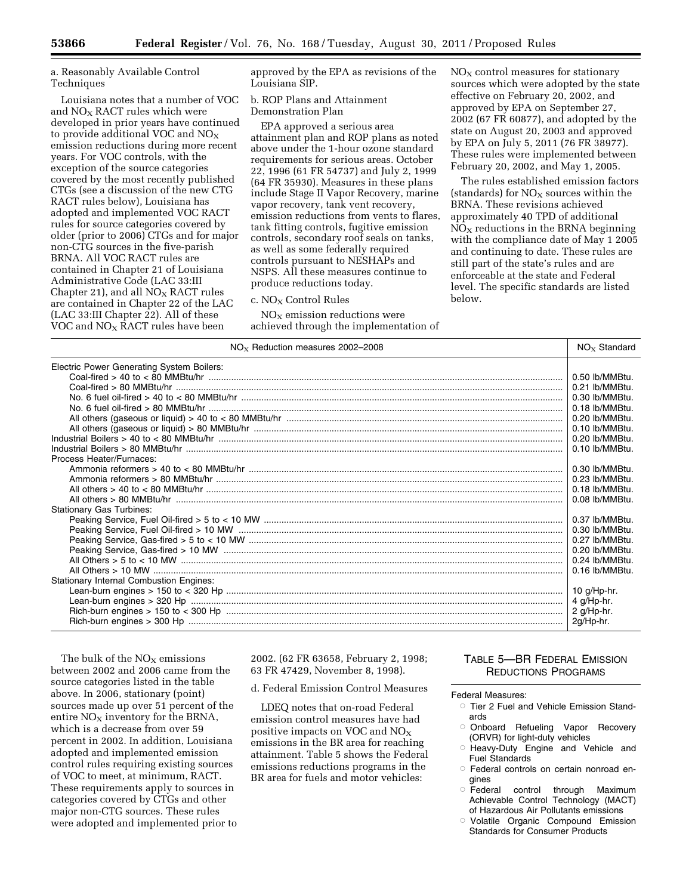a. Reasonably Available Control Techniques

Louisiana notes that a number of VOC and $NO_X$ RACT rules which were developed in prior years have continued to provide additional VOC and $NO_X$ emission reductions during more recent years. For VOC controls, with the exception of the source categories covered by the most recently published CTGs (see a discussion of the new CTG RACT rules below), Louisiana has adopted and implemented VOC RACT rules for source categories covered by older (prior to 2006) CTGs and for major non-CTG sources in the five-parish BRNA. All VOC RACT rules are contained in Chapter 21 of Louisiana Administrative Code (LAC 33:III Chapter 21), and all $NO_X$ RACT rules are contained in Chapter 22 of the LAC (LAC 33:III Chapter 22). All of these VOC and $NO_X$ RACT rules have been approved by the EPA as revisions of the Louisiana SIP.

b. ROP Plans and Attainment Demonstration Plan

EPA approved a serious area attainment plan and ROP plans as noted above under the 1-hour ozone standard requirements for serious areas. October 22, 1996 (61 FR 54737) and July 2, 1999 (64 FR 35930). Measures in these plans include Stage II Vapor Recovery, marine vapor recovery, tank vent recovery, emission reductions from vents to flares, tank fitting controls, fugitive emission controls, secondary roof seals on tanks, as well as some federally required controls pursuant to NESHAPs and NSPS. All these measures continue to produce reductions today.

c. $NO_X$ Control Rules

$NO_X$ emission reductions were achieved through the implementation of $NO_X$ control measures for stationary sources which were adopted by the state effective on February 20, 2002, and approved by EPA on September 27, 2002 (67 FR 60877), and adopted by the state on August 20, 2003 and approved by EPA on July 5, 2011 (76 FR 38977). These rules were implemented between February 20, 2002, and May 1, 2005.

The rules established emission factors (standards) for $NO_X$ sources within the BRNA. These revisions achieved approximately 40 TPD of additional $NO_X$ reductions in the BRNA beginning with the compliance date of May 1 2005 and continuing to date. These rules are still part of the state's rules and are enforceable at the state and Federal level. The specific standards are listed below.

| $NO_X$ Reduction measures 2002–2008 | $NO_X$ Standard |
|---|---|
| Electric Power Generating System Boilers: | |
| Coal-fired > 40 to < 80 MMBtu/hr | 0.50 lb/MMBtu. |
| Coal-fired > 80 MMBtu/hr | 0.21 lb/MMBtu. |
| No. 6 fuel oil-fired > 40 to < 80 MMBtu/hr | 0.30 lb/MMBtu. |
| No. 6 fuel oil-fired > 80 MMBtu/hr | 0.18 lb/MMBtu. |
| All others (gaseous or liquid) > 40 to < 80 MMBtu/hr | 0.20 lb/MMBtu. |
| All others (gaseous or liquid) > 80 MMBtu/hr | 0.10 lb/MMBtu. |
| Industrial Boilers > 40 to < 80 MMBtu/hr | 0.20 lb/MMBtu. |
| Industrial Boilers > 80 MMBtu/hr | 0.10 lb/MMBtu. |
| Process Heater/Furnaces: | |
| Ammonia reformers > 40 to < 80 MMBtu/hr | 0.30 lb/MMBtu. |
| Ammonia reformers > 80 MMBtu/hr | 0.23 lb/MMBtu. |
| All others > 40 to < 80 MMBtu/hr | 0.18 lb/MMBtu. |
| All others > 80 MMBtu/hr | 0.08 lb/MMBtu. |
| Stationary Gas Turbines: | |
| Peaking Service, Fuel Oil-fired > 5 to < 10 MW | 0.37 lb/MMBtu. |
| Peaking Service, Fuel Oil-fired > 10 MW | 0.30 lb/MMBtu. |
| Peaking Service, Gas-fired > 5 to < 10 MW | 0.27 lb/MMBtu. |
| Peaking Service, Gas-fired > 10 MW | 0.20 lb/MMBtu. |
| All Others > 5 to < 10 MW | 0.24 lb/MMBtu. |
| All Others > 10 MW | 0.16 lb/MMBtu. |
| Stationary Internal Combustion Engines: | |
| Lean-burn engines > 150 to < 320 Hp | 10 g/Hp-hr. |
| Lean-burn engines > 320 Hp | 4 g/Hp-hr. |
| Rich-burn engines > 150 to < 300 Hp | 2 g/Hp-hr. |
| Rich-burn engines > 300 Hp | 2g/Hp-hr. |

The bulk of the $NO_X$ emissions between 2002 and 2006 came from the source categories listed in the table above. In 2006, stationary (point) sources made up over 51 percent of the entire $NO_X$ inventory for the BRNA, which is a decrease from over 59 percent in 2002. In addition, Louisiana adopted and implemented emission control rules requiring existing sources of VOC to meet, at minimum, RACT. These requirements apply to sources in categories covered by CTGs and other major non-CTG sources. These rules were adopted and implemented prior to 2002. (62 FR 63658, February 2, 1998; 63 FR 47429, November 8, 1998).

d. Federal Emission Control Measures

LDEQ notes that on-road Federal emission control measures have had positive impacts on VOC and $NO_X$ emissions in the BR area for reaching attainment. Table 5 shows the Federal emissions reductions programs in the BR area for fuels and motor vehicles:

TABLE 5—BR FEDERAL EMISSION REDUCTIONS PROGRAMS

Federal Measures:

- Tier 2 Fuel and Vehicle Emission Standards
- Onboard Refueling Vapor Recovery (ORVR) for light-duty vehicles
- Heavy-Duty Engine and Vehicle and Fuel Standards
- Federal controls on certain nonroad engines
- Federal control through Maximum Achievable Control Technology (MACT) of Hazardous Air Pollutants emissions
- Volatile Organic Compound Emission Standards for Consumer Products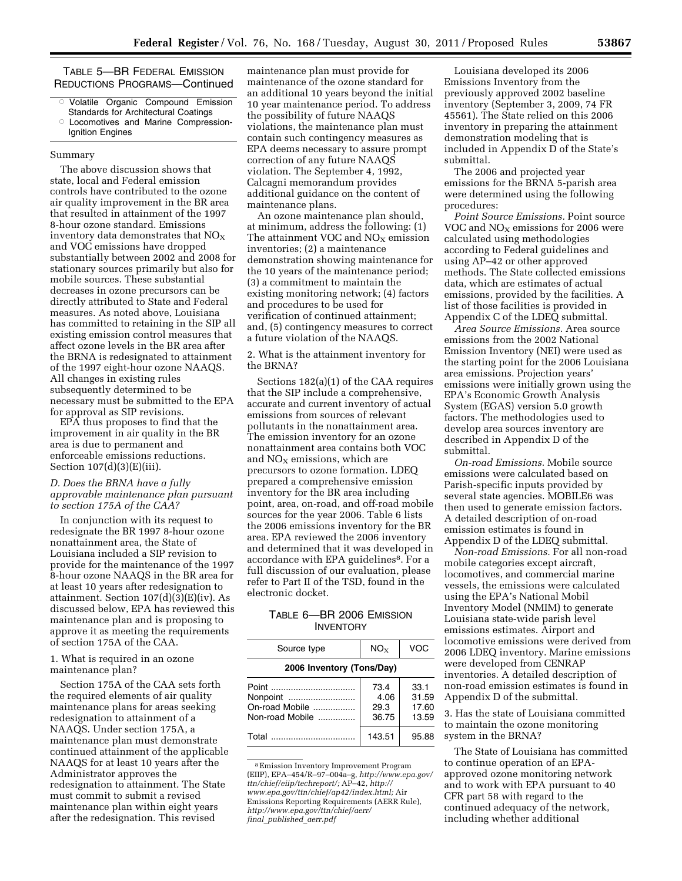TABLE 5—BR FEDERAL EMISSION REDUCTIONS PROGRAMS—Continued

- Volatile Organic Compound Emission Standards for Architectural Coatings
- Locomotives and Marine Compression-Ignition Engines

Summary

The above discussion shows that state, local and Federal emission controls have contributed to the ozone air quality improvement in the BR area that resulted in attainment of the 1997 8-hour ozone standard. Emissions inventory data demonstrates that $NO_X$ and VOC emissions have dropped substantially between 2002 and 2008 for stationary sources primarily but also for mobile sources. These substantial decreases in ozone precursors can be directly attributed to State and Federal measures. As noted above, Louisiana has committed to retaining in the SIP all existing emission control measures that affect ozone levels in the BR area after the BRNA is redesignated to attainment of the 1997 eight-hour ozone NAAQS. All changes in existing rules subsequently determined to be necessary must be submitted to the EPA for approval as SIP revisions.

EPA thus proposes to find that the improvement in air quality in the BR area is due to permanent and enforceable emissions reductions. Section 107(d)(3)(E)(iii).

### *D. Does the BRNA have a fully approvable maintenance plan pursuant to section 175A of the CAA?*

In conjunction with its request to redesignate the BR 1997 8-hour ozone nonattainment area, the State of Louisiana included a SIP revision to provide for the maintenance of the 1997 8-hour ozone NAAQS in the BR area for at least 10 years after redesignation to attainment. Section 107(d)(3)(E)(iv). As discussed below, EPA has reviewed this maintenance plan and is proposing to approve it as meeting the requirements of section 175A of the CAA.

1. What is required in an ozone maintenance plan?

Section 175A of the CAA sets forth the required elements of air quality maintenance plans for areas seeking redesignation to attainment of a NAAQS. Under section 175A, a maintenance plan must demonstrate continued attainment of the applicable NAAQS for at least 10 years after the Administrator approves the redesignation to attainment. The State must commit to submit a revised maintenance plan within eight years after the redesignation. This revised maintenance plan must provide for maintenance of the ozone standard for an additional 10 years beyond the initial 10 year maintenance period. To address the possibility of future NAAQS violations, the maintenance plan must contain such contingency measures as EPA deems necessary to assure prompt correction of any future NAAQS violation. The September 4, 1992, Calcagni memorandum provides additional guidance on the content of maintenance plans.

An ozone maintenance plan should, at minimum, address the following: (1) The attainment VOC and $NO_X$ emission inventories; (2) a maintenance demonstration showing maintenance for the 10 years of the maintenance period; (3) a commitment to maintain the existing monitoring network; (4) factors and procedures to be used for verification of continued attainment; and, (5) contingency measures to correct a future violation of the NAAQS.

2. What is the attainment inventory for the BRNA?

Sections 182(a)(1) of the CAA requires that the SIP include a comprehensive, accurate and current inventory of actual emissions from sources of relevant pollutants in the nonattainment area. The emission inventory for an ozone nonattainment area contains both VOC and $NO_X$ emissions, which are precursors to ozone formation. LDEQ prepared a comprehensive emission inventory for the BR area including point, area, on-road, and off-road mobile sources for the year 2006. Table 6 lists the 2006 emissions inventory for the BR area. EPA reviewed the 2006 inventory and determined that it was developed in accordance with EPA guidelines[8]. For a full discussion of our evaluation, please refer to Part II of the TSD, found in the electronic docket.

TABLE 6—BR 2006 EMISSION INVENTORY

| Source type | $NO_X$ | VOC |
|---|---|---|
| **2006 Inventory (Tons/Day)** | | |
| Point | 73.4 | 33.1 |
| Nonpoint | 4.06 | 31.59 |
| On-road Mobile | 29.3 | 17.60 |
| Non-road Mobile | 36.75 | 13.59 |
| Total | 143.51 | 95.88 |

[8] Emission Inventory Improvement Program (EIIP), EPA–454/R–97–004a–g, *http://www.epa.gov/ttn/chief/eiip/techreport/;* AP–42, *http://www.epa.gov/ttn/chief/ap42/index.html;* Air Emissions Reporting Requirements (AERR Rule), *http://www.epa.gov/ttn/chief/aerr/final_published_aerr.pdf*

Louisiana developed its 2006 Emissions Inventory from the previously approved 2002 baseline inventory (September 3, 2009, 74 FR 45561). The State relied on this 2006 inventory in preparing the attainment demonstration modeling that is included in Appendix D of the State's submittal.

The 2006 and projected year emissions for the BRNA 5-parish area were determined using the following procedures:

*Point Source Emissions.* Point source VOC and $NO_X$ emissions for 2006 were calculated using methodologies according to Federal guidelines and using AP–42 or other approved methods. The State collected emissions data, which are estimates of actual emissions, provided by the facilities. A list of those facilities is provided in Appendix C of the LDEQ submittal.

*Area Source Emissions.* Area source emissions from the 2002 National Emission Inventory (NEI) were used as the starting point for the 2006 Louisiana area emissions. Projection years' emissions were initially grown using the EPA's Economic Growth Analysis System (EGAS) version 5.0 growth factors. The methodologies used to develop area sources inventory are described in Appendix D of the submittal.

*On-road Emissions.* Mobile source emissions were calculated based on Parish-specific inputs provided by several state agencies. MOBILE6 was then used to generate emission factors. A detailed description of on-road emission estimates is found in Appendix D of the LDEQ submittal.

*Non-road Emissions.* For all non-road mobile categories except aircraft, locomotives, and commercial marine vessels, the emissions were calculated using the EPA's National Mobil Inventory Model (NMIM) to generate Louisiana state-wide parish level emissions estimates. Airport and locomotive emissions were derived from 2006 LDEQ inventory. Marine emissions were developed from CENRAP inventories. A detailed description of non-road emission estimates is found in Appendix D of the submittal.

3. Has the state of Louisiana committed to maintain the ozone monitoring system in the BRNA?

The State of Louisiana has committed to continue operation of an EPA-approved ozone monitoring network and to work with EPA pursuant to 40 CFR part 58 with regard to the continued adequacy of the network, including whether additional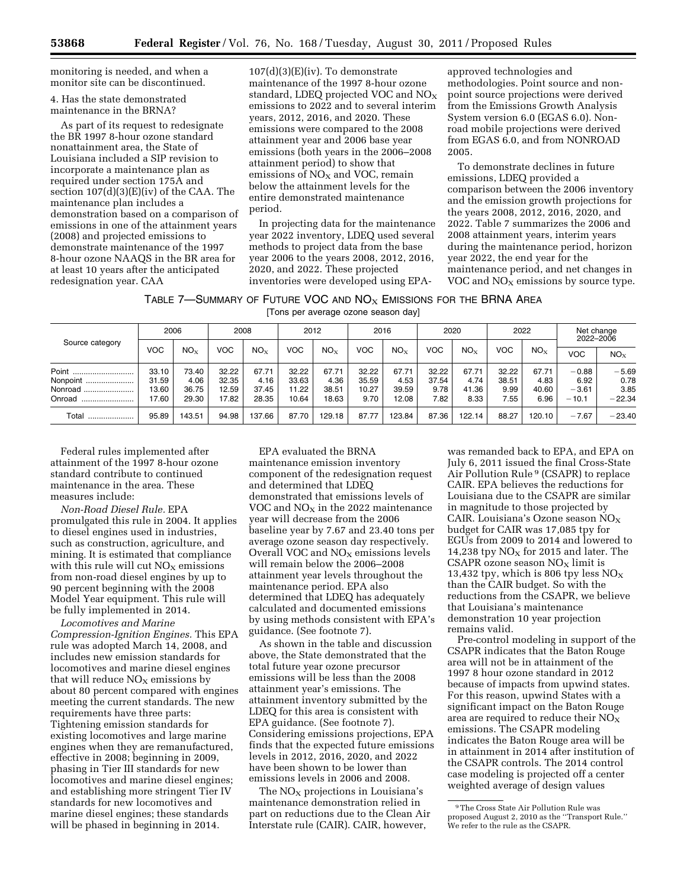monitoring is needed, and when a monitor site can be discontinued.

4. Has the state demonstrated maintenance in the BRNA?

As part of its request to redesignate the BR 1997 8-hour ozone standard nonattainment area, the State of Louisiana included a SIP revision to incorporate a maintenance plan as required under section 175A and section 107(d)(3)(E)(iv) of the CAA. The maintenance plan includes a demonstration based on a comparison of emissions in one of the attainment years (2008) and projected emissions to demonstrate maintenance of the 1997 8-hour ozone NAAQS in the BR area for at least 10 years after the anticipated redesignation year. CAA 107(d)(3)(E)(iv). To demonstrate maintenance of the 1997 8-hour ozone standard, LDEQ projected VOC and $NO_X$ emissions to 2022 and to several interim years, 2012, 2016, and 2020. These emissions were compared to the 2008 attainment year and 2006 base year emissions (both years in the 2006–2008 attainment period) to show that emissions of $NO_X$ and VOC, remain below the attainment levels for the entire demonstrated maintenance period.

In projecting data for the maintenance year 2022 inventory, LDEQ used several methods to project data from the base year 2006 to the years 2008, 2012, 2016, 2020, and 2022. These projected inventories were developed using EPA-approved technologies and methodologies. Point source and non-point source projections were derived from the Emissions Growth Analysis System version 6.0 (EGAS 6.0). Non-road mobile projections were derived from EGAS 6.0, and from NONROAD 2005.

To demonstrate declines in future emissions, LDEQ provided a comparison between the 2006 inventory and the emission growth projections for the years 2008, 2012, 2016, 2020, and 2022. Table 7 summarizes the 2006 and 2008 attainment years, interim years during the maintenance period, horizon year 2022, the end year for the maintenance period, and net changes in VOC and $NO_X$ emissions by source type.

TABLE 7—SUMMARY OF FUTURE VOC AND $NO_X$ EMISSIONS FOR THE BRNA AREA

[Tons per average ozone season day]

| Source category | 2006 | | 2008 | | 2012 | | 2016 | | 2020 | | 2022 | | Net change 2022–2006 | |
|---|---|---|---|---|---|---|---|---|---|---|---|---|---|---|
| | VOC | $NO_X$ | VOC | $NO_X$ | VOC | $NO_X$ | VOC | $NO_X$ | VOC | $NO_X$ | VOC | $NO_X$ | VOC | $NO_X$ |
| Point | 33.10 | 73.40 | 32.22 | 67.71 | 32.22 | 67.71 | 32.22 | 67.71 | 32.22 | 67.71 | 32.22 | 67.71 | −0.88 | −5.69 |
| Nonpoint | 31.59 | 4.06 | 32.35 | 4.16 | 33.63 | 4.36 | 35.59 | 4.53 | 37.54 | 4.74 | 38.51 | 4.83 | 6.92 | 0.78 |
| Nonroad | 13.60 | 36.75 | 12.59 | 37.45 | 11.22 | 38.51 | 10.27 | 39.59 | 9.78 | 41.36 | 9.99 | 40.60 | −3.61 | 3.85 |
| Onroad | 17.60 | 29.30 | 17.82 | 28.35 | 10.64 | 18.63 | 9.70 | 12.08 | 7.82 | 8.33 | 7.55 | 6.96 | −10.1 | −22.34 |
| Total | 95.89 | 143.51 | 94.98 | 137.66 | 87.70 | 129.18 | 87.77 | 123.84 | 87.36 | 122.14 | 88.27 | 120.10 | −7.67 | −23.40 |

Federal rules implemented after attainment of the 1997 8-hour ozone standard contribute to continued maintenance in the area. These measures include:

*Non-Road Diesel Rule.* EPA promulgated this rule in 2004. It applies to diesel engines used in industries, such as construction, agriculture, and mining. It is estimated that compliance with this rule will cut $NO_X$ emissions from non-road diesel engines by up to 90 percent beginning with the 2008 Model Year equipment. This rule will be fully implemented in 2014.

*Locomotives and Marine Compression-Ignition Engines.* This EPA rule was adopted March 14, 2008, and includes new emission standards for locomotives and marine diesel engines that will reduce $NO_X$ emissions by about 80 percent compared with engines meeting the current standards. The new requirements have three parts: Tightening emission standards for existing locomotives and large marine engines when they are remanufactured, effective in 2008; beginning in 2009, phasing in Tier III standards for new locomotives and marine diesel engines; and establishing more stringent Tier IV standards for new locomotives and marine diesel engines; these standards will be phased in beginning in 2014.

EPA evaluated the BRNA maintenance emission inventory component of the redesignation request and determined that LDEQ demonstrated that emissions levels of VOC and $NO_X$ in the 2022 maintenance year will decrease from the 2006 baseline year by 7.67 and 23.40 tons per average ozone season day respectively. Overall VOC and $NO_X$ emissions levels will remain below the 2006–2008 attainment year levels throughout the maintenance period. EPA also determined that LDEQ has adequately calculated and documented emissions by using methods consistent with EPA's guidance. (See footnote 7).

As shown in the table and discussion above, the State demonstrated that the total future year ozone precursor emissions will be less than the 2008 attainment year's emissions. The attainment inventory submitted by the LDEQ for this area is consistent with EPA guidance. (See footnote 7). Considering emissions projections, EPA finds that the expected future emissions levels in 2012, 2016, 2020, and 2022 have been shown to be lower than emissions levels in 2006 and 2008.

The $NO_X$ projections in Louisiana's maintenance demonstration relied in part on reductions due to the Clean Air Interstate rule (CAIR). CAIR, however, was remanded back to EPA, and EPA on July 6, 2011 issued the final Cross-State Air Pollution Rule [9] (CSAPR) to replace CAIR. EPA believes the reductions for Louisiana due to the CSAPR are similar in magnitude to those projected by CAIR. Louisiana's Ozone season $NO_X$ budget for CAIR was 17,085 tpy for EGUs from 2009 to 2014 and lowered to 14,238 tpy $NO_X$ for 2015 and later. The CSAPR ozone season $NO_X$ limit is 13,432 tpy, which is 806 tpy less $NO_X$ than the CAIR budget. So with the reductions from the CSAPR, we believe that Louisiana's maintenance demonstration 10 year projection remains valid.

Pre-control modeling in support of the CSAPR indicates that the Baton Rouge area will not be in attainment of the 1997 8 hour ozone standard in 2012 because of impacts from upwind states. For this reason, upwind States with a significant impact on the Baton Rouge area are required to reduce their $NO_X$ emissions. The CSAPR modeling indicates the Baton Rouge area will be in attainment in 2014 after institution of the CSAPR controls. The 2014 control case modeling is projected off a center weighted average of design values

[9] The Cross State Air Pollution Rule was proposed August 2, 2010 as the "Transport Rule." We refer to the rule as the CSAPR.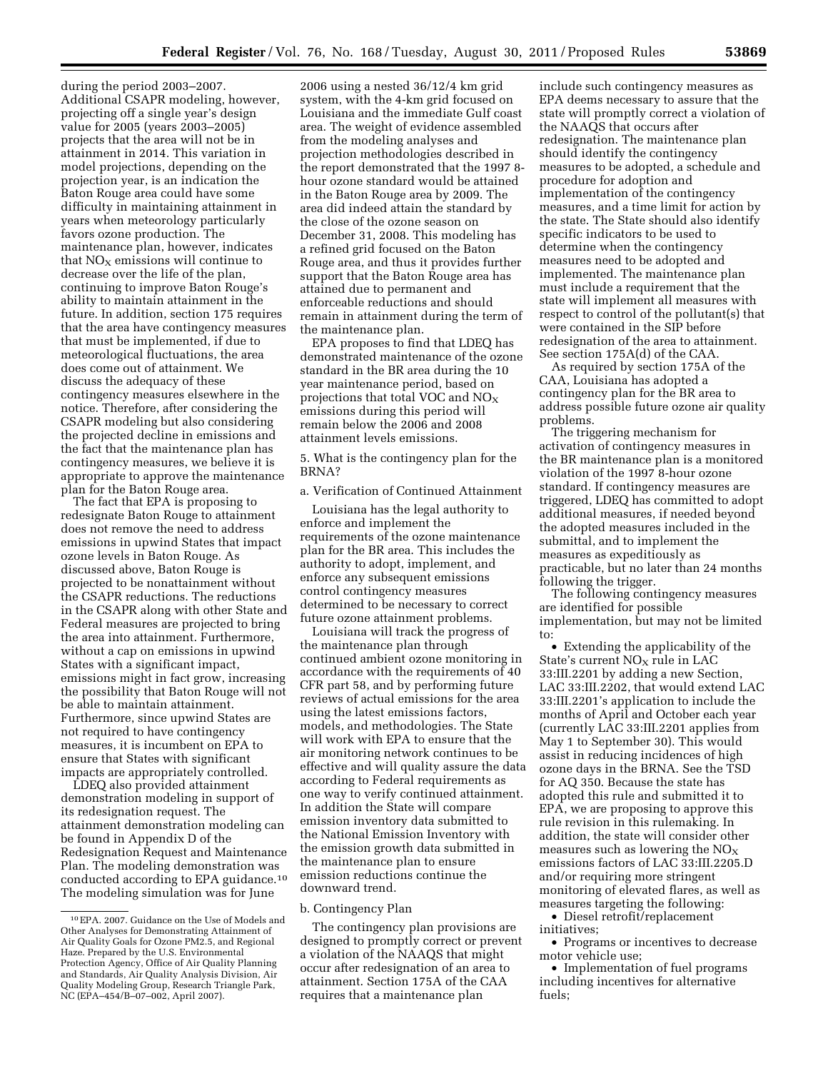during the period 2003–2007. Additional CSAPR modeling, however, projecting off a single year's design value for 2005 (years 2003–2005) projects that the area will not be in attainment in 2014. This variation in model projections, depending on the projection year, is an indication the Baton Rouge area could have some difficulty in maintaining attainment in years when meteorology particularly favors ozone production. The maintenance plan, however, indicates that $NO_X$ emissions will continue to decrease over the life of the plan, continuing to improve Baton Rouge's ability to maintain attainment in the future. In addition, section 175 requires that the area have contingency measures that must be implemented, if due to meteorological fluctuations, the area does come out of attainment. We discuss the adequacy of these contingency measures elsewhere in the notice. Therefore, after considering the CSAPR modeling but also considering the projected decline in emissions and the fact that the maintenance plan has contingency measures, we believe it is appropriate to approve the maintenance plan for the Baton Rouge area.

The fact that EPA is proposing to redesignate Baton Rouge to attainment does not remove the need to address emissions in upwind States that impact ozone levels in Baton Rouge. As discussed above, Baton Rouge is projected to be nonattainment without the CSAPR reductions. The reductions in the CSAPR along with other State and Federal measures are projected to bring the area into attainment. Furthermore, without a cap on emissions in upwind States with a significant impact, emissions might in fact grow, increasing the possibility that Baton Rouge will not be able to maintain attainment. Furthermore, since upwind States are not required to have contingency measures, it is incumbent on EPA to ensure that States with significant impacts are appropriately controlled.

LDEQ also provided attainment demonstration modeling in support of its redesignation request. The attainment demonstration modeling can be found in Appendix D of the Redesignation Request and Maintenance Plan. The modeling demonstration was conducted according to EPA guidance.[10] The modeling simulation was for June 2006 using a nested 36/12/4 km grid system, with the 4-km grid focused on Louisiana and the immediate Gulf coast area. The weight of evidence assembled from the modeling analyses and projection methodologies described in the report demonstrated that the 1997 8-hour ozone standard would be attained in the Baton Rouge area by 2009. The area did indeed attain the standard by the close of the ozone season on December 31, 2008. This modeling has a refined grid focused on the Baton Rouge area, and thus it provides further support that the Baton Rouge area has attained due to permanent and enforceable reductions and should remain in attainment during the term of the maintenance plan.

EPA proposes to find that LDEQ has demonstrated maintenance of the ozone standard in the BR area during the 10 year maintenance period, based on projections that total VOC and $NO_X$ emissions during this period will remain below the 2006 and 2008 attainment levels emissions.

5. What is the contingency plan for the BRNA?

a. Verification of Continued Attainment

Louisiana has the legal authority to enforce and implement the requirements of the ozone maintenance plan for the BR area. This includes the authority to adopt, implement, and enforce any subsequent emissions control contingency measures determined to be necessary to correct future ozone attainment problems.

Louisiana will track the progress of the maintenance plan through continued ambient ozone monitoring in accordance with the requirements of 40 CFR part 58, and by performing future reviews of actual emissions for the area using the latest emissions factors, models, and methodologies. The State will work with EPA to ensure that the air monitoring network continues to be effective and will quality assure the data according to Federal requirements as one way to verify continued attainment. In addition the State will compare emission inventory data submitted to the National Emission Inventory with the emission growth data submitted in the maintenance plan to ensure emission reductions continue the downward trend.

b. Contingency Plan

The contingency plan provisions are designed to promptly correct or prevent a violation of the NAAQS that might occur after redesignation of an area to attainment. Section 175A of the CAA requires that a maintenance plan include such contingency measures as EPA deems necessary to assure that the state will promptly correct a violation of the NAAQS that occurs after redesignation. The maintenance plan should identify the contingency measures to be adopted, a schedule and procedure for adoption and implementation of the contingency measures, and a time limit for action by the state. The State should also identify specific indicators to be used to determine when the contingency measures need to be adopted and implemented. The maintenance plan must include a requirement that the state will implement all measures with respect to control of the pollutant(s) that were contained in the SIP before redesignation of the area to attainment. See section 175A(d) of the CAA.

As required by section 175A of the CAA, Louisiana has adopted a contingency plan for the BR area to address possible future ozone air quality problems.

The triggering mechanism for activation of contingency measures in the BR maintenance plan is a monitored violation of the 1997 8-hour ozone standard. If contingency measures are triggered, LDEQ has committed to adopt additional measures, if needed beyond the adopted measures included in the submittal, and to implement the measures as expeditiously as practicable, but no later than 24 months following the trigger.

The following contingency measures are identified for possible implementation, but may not be limited to:

- Extending the applicability of the State's current $NO_X$ rule in LAC 33:III.2201 by adding a new Section, LAC 33:III.2202, that would extend LAC 33:III.2201's application to include the months of April and October each year (currently LAC 33:III.2201 applies from May 1 to September 30). This would assist in reducing incidences of high ozone days in the BRNA. See the TSD for AQ 350. Because the state has adopted this rule and submitted it to EPA, we are proposing to approve this rule revision in this rulemaking. In addition, the state will consider other measures such as lowering the $NO_X$ emissions factors of LAC 33:III.2205.D and/or requiring more stringent monitoring of elevated flares, as well as measures targeting the following:
- Diesel retrofit/replacement initiatives;
- Programs or incentives to decrease motor vehicle use;
- Implementation of fuel programs including incentives for alternative fuels;

[10] EPA. 2007. Guidance on the Use of Models and Other Analyses for Demonstrating Attainment of Air Quality Goals for Ozone PM2.5, and Regional Haze. Prepared by the U.S. Environmental Protection Agency, Office of Air Quality Planning and Standards, Air Quality Analysis Division, Air Quality Modeling Group, Research Triangle Park, NC (EPA–454/B–07–002, April 2007).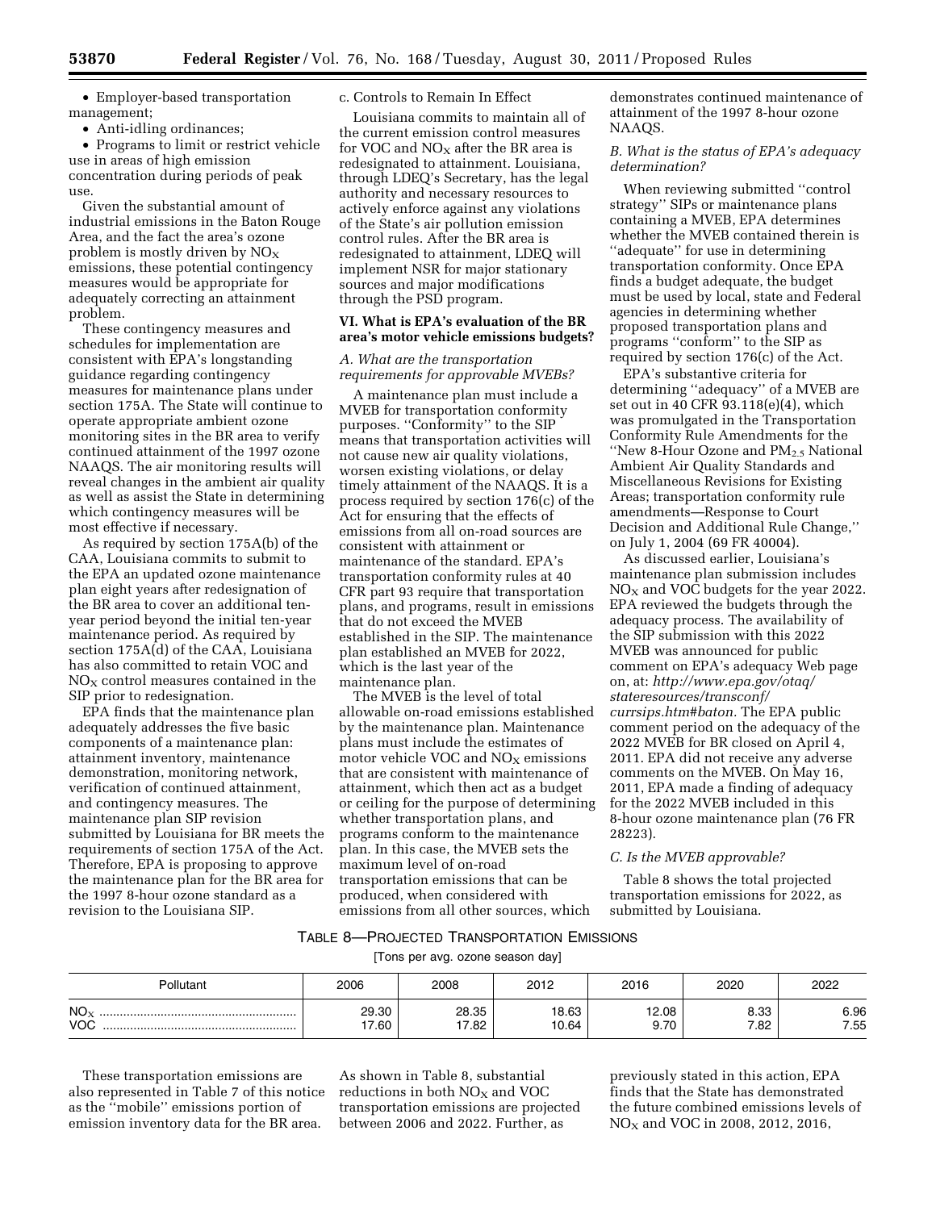- Employer-based transportation management;
- Anti-idling ordinances;
- Programs to limit or restrict vehicle use in areas of high emission concentration during periods of peak use.

Given the substantial amount of industrial emissions in the Baton Rouge Area, and the fact the area's ozone problem is mostly driven by $NO_X$ emissions, these potential contingency measures would be appropriate for adequately correcting an attainment problem.

These contingency measures and schedules for implementation are consistent with EPA's longstanding guidance regarding contingency measures for maintenance plans under section 175A. The State will continue to operate appropriate ambient ozone monitoring sites in the BR area to verify continued attainment of the 1997 ozone NAAQS. The air monitoring results will reveal changes in the ambient air quality as well as assist the State in determining which contingency measures will be most effective if necessary.

As required by section 175A(b) of the CAA, Louisiana commits to submit to the EPA an updated ozone maintenance plan eight years after redesignation of the BR area to cover an additional ten-year period beyond the initial ten-year maintenance period. As required by section 175A(d) of the CAA, Louisiana has also committed to retain VOC and $NO_X$ control measures contained in the SIP prior to redesignation.

EPA finds that the maintenance plan adequately addresses the five basic components of a maintenance plan: attainment inventory, maintenance demonstration, monitoring network, verification of continued attainment, and contingency measures. The maintenance plan SIP revision submitted by Louisiana for BR meets the requirements of section 175A of the Act. Therefore, EPA is proposing to approve the maintenance plan for the BR area for the 1997 8-hour ozone standard as a revision to the Louisiana SIP.

c. Controls to Remain In Effect

Louisiana commits to maintain all of the current emission control measures for VOC and $NO_X$ after the BR area is redesignated to attainment. Louisiana, through LDEQ's Secretary, has the legal authority and necessary resources to actively enforce against any violations of the State's air pollution emission control rules. After the BR area is redesignated to attainment, LDEQ will implement NSR for major stationary sources and major modifications through the PSD program.

## VI. What is EPA's evaluation of the BR area's motor vehicle emissions budgets?

### *A. What are the transportation requirements for approvable MVEBs?*

A maintenance plan must include a MVEB for transportation conformity purposes. ''Conformity'' to the SIP means that transportation activities will not cause new air quality violations, worsen existing violations, or delay timely attainment of the NAAQS. It is a process required by section 176(c) of the Act for ensuring that the effects of emissions from all on-road sources are consistent with attainment or maintenance of the standard. EPA's transportation conformity rules at 40 CFR part 93 require that transportation plans, and programs, result in emissions that do not exceed the MVEB established in the SIP. The maintenance plan established an MVEB for 2022, which is the last year of the maintenance plan.

The MVEB is the level of total allowable on-road emissions established by the maintenance plan. Maintenance plans must include the estimates of motor vehicle VOC and $NO_X$ emissions that are consistent with maintenance of attainment, which then act as a budget or ceiling for the purpose of determining whether transportation plans, and programs conform to the maintenance plan. In this case, the MVEB sets the maximum level of on-road transportation emissions that can be produced, when considered with emissions from all other sources, which demonstrates continued maintenance of attainment of the 1997 8-hour ozone NAAQS.

### *B. What is the status of EPA's adequacy determination?*

When reviewing submitted ''control strategy'' SIPs or maintenance plans containing a MVEB, EPA determines whether the MVEB contained therein is ''adequate'' for use in determining transportation conformity. Once EPA finds a budget adequate, the budget must be used by local, state and Federal agencies in determining whether proposed transportation plans and programs ''conform'' to the SIP as required by section 176(c) of the Act.

EPA's substantive criteria for determining ''adequacy'' of a MVEB are set out in 40 CFR 93.118(e)(4), which was promulgated in the Transportation Conformity Rule Amendments for the ''New 8-Hour Ozone and $PM_{2.5}$ National Ambient Air Quality Standards and Miscellaneous Revisions for Existing Areas; transportation conformity rule amendments—Response to Court Decision and Additional Rule Change,'' on July 1, 2004 (69 FR 40004).

As discussed earlier, Louisiana's maintenance plan submission includes $NO_X$ and VOC budgets for the year 2022. EPA reviewed the budgets through the adequacy process. The availability of the SIP submission with this 2022 MVEB was announced for public comment on EPA's adequacy Web page on, at: *http://www.epa.gov/otaq/stateresources/transconf/currsips.htm#baton.* The EPA public comment period on the adequacy of the 2022 MVEB for BR closed on April 4, 2011. EPA did not receive any adverse comments on the MVEB. On May 16, 2011, EPA made a finding of adequacy for the 2022 MVEB included in this 8-hour ozone maintenance plan (76 FR 28223).

### *C. Is the MVEB approvable?*

Table 8 shows the total projected transportation emissions for 2022, as submitted by Louisiana.

TABLE 8—PROJECTED TRANSPORTATION EMISSIONS

[Tons per avg. ozone season day]

| Pollutant | 2006 | 2008 | 2012 | 2016 | 2020 | 2022 |
|---|---|---|---|---|---|---|
| $NO_X$ | 29.30 | 28.35 | 18.63 | 12.08 | 8.33 | 6.96 |
| VOC | 17.60 | 17.82 | 10.64 | 9.70 | 7.82 | 7.55 |

These transportation emissions are also represented in Table 7 of this notice as the ''mobile'' emissions portion of emission inventory data for the BR area. As shown in Table 8, substantial reductions in both $NO_X$ and VOC transportation emissions are projected between 2006 and 2022. Further, as previously stated in this action, EPA finds that the State has demonstrated the future combined emissions levels of $NO_X$ and VOC in 2008, 2012, 2016,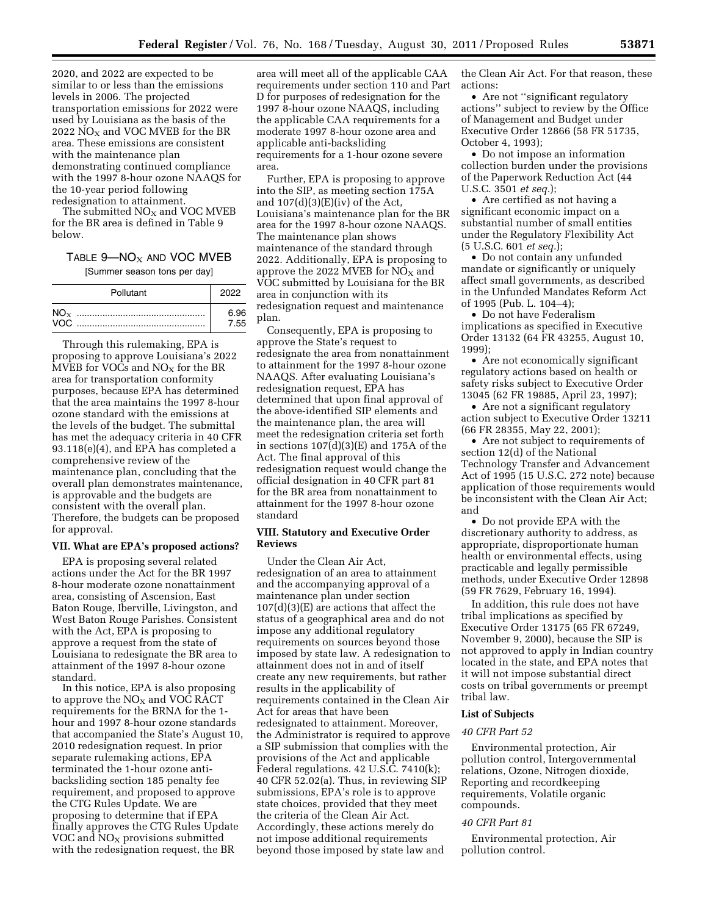2020, and 2022 are expected to be similar to or less than the emissions levels in 2006. The projected transportation emissions for 2022 were used by Louisiana as the basis of the 2022 $NO_X$ and VOC MVEB for the BR area. These emissions are consistent with the maintenance plan demonstrating continued compliance with the 1997 8-hour ozone NAAQS for the 10-year period following redesignation to attainment.

The submitted $NO_X$ and VOC MVEB for the BR area is defined in Table 9 below.

TABLE 9—$NO_X$ AND VOC MVEB

[Summer season tons per day]

| Pollutant | 2022 |
|---|---|
| $NO_X$ | 6.96 |
| VOC | 7.55 |

Through this rulemaking, EPA is proposing to approve Louisiana's 2022 MVEB for VOCs and $NO_X$ for the BR area for transportation conformity purposes, because EPA has determined that the area maintains the 1997 8-hour ozone standard with the emissions at the levels of the budget. The submittal has met the adequacy criteria in 40 CFR 93.118(e)(4), and EPA has completed a comprehensive review of the maintenance plan, concluding that the overall plan demonstrates maintenance, is approvable and the budgets are consistent with the overall plan. Therefore, the budgets can be proposed for approval.

### VII. What are EPA's proposed actions?

EPA is proposing several related actions under the Act for the BR 1997 8-hour moderate ozone nonattainment area, consisting of Ascension, East Baton Rouge, Iberville, Livingston, and West Baton Rouge Parishes. Consistent with the Act, EPA is proposing to approve a request from the state of Louisiana to redesignate the BR area to attainment of the 1997 8-hour ozone standard.

In this notice, EPA is also proposing to approve the $NO_X$ and VOC RACT requirements for the BRNA for the 1-hour and 1997 8-hour ozone standards that accompanied the State's August 10, 2010 redesignation request. In prior separate rulemaking actions, EPA terminated the 1-hour ozone anti-backsliding section 185 penalty fee requirement, and proposed to approve the CTG Rules Update. We are proposing to determine that if EPA finally approves the CTG Rules Update VOC and $NO_X$ provisions submitted with the redesignation request, the BR area will meet all of the applicable CAA requirements under section 110 and Part D for purposes of redesignation for the 1997 8-hour ozone NAAQS, including the applicable CAA requirements for a moderate 1997 8-hour ozone area and applicable anti-backsliding requirements for a 1-hour ozone severe area.

Further, EPA is proposing to approve into the SIP, as meeting section 175A and 107(d)(3)(E)(iv) of the Act, Louisiana's maintenance plan for the BR area for the 1997 8-hour ozone NAAQS. The maintenance plan shows maintenance of the standard through 2022. Additionally, EPA is proposing to approve the 2022 MVEB for $NO_X$ and VOC submitted by Louisiana for the BR area in conjunction with its redesignation request and maintenance plan.

Consequently, EPA is proposing to approve the State's request to redesignate the area from nonattainment to attainment for the 1997 8-hour ozone NAAQS. After evaluating Louisiana's redesignation request, EPA has determined that upon final approval of the above-identified SIP elements and the maintenance plan, the area will meet the redesignation criteria set forth in sections 107(d)(3)(E) and 175A of the Act. The final approval of this redesignation request would change the official designation in 40 CFR part 81 for the BR area from nonattainment to attainment for the 1997 8-hour ozone standard

### VIII. Statutory and Executive Order Reviews

Under the Clean Air Act, redesignation of an area to attainment and the accompanying approval of a maintenance plan under section 107(d)(3)(E) are actions that affect the status of a geographical area and do not impose any additional regulatory requirements on sources beyond those imposed by state law. A redesignation to attainment does not in and of itself create any new requirements, but rather results in the applicability of requirements contained in the Clean Air Act for areas that have been redesignated to attainment. Moreover, the Administrator is required to approve a SIP submission that complies with the provisions of the Act and applicable Federal regulations. 42 U.S.C. 7410(k); 40 CFR 52.02(a). Thus, in reviewing SIP submissions, EPA's role is to approve state choices, provided that they meet the criteria of the Clean Air Act. Accordingly, these actions merely do not impose additional requirements beyond those imposed by state law and the Clean Air Act. For that reason, these actions:

- Are not "significant regulatory actions" subject to review by the Office of Management and Budget under Executive Order 12866 (58 FR 51735, October 4, 1993);
- Do not impose an information collection burden under the provisions of the Paperwork Reduction Act (44 U.S.C. 3501 *et seq.*);
- Are certified as not having a significant economic impact on a substantial number of small entities under the Regulatory Flexibility Act (5 U.S.C. 601 *et seq.*);
- Do not contain any unfunded mandate or significantly or uniquely affect small governments, as described in the Unfunded Mandates Reform Act of 1995 (Pub. L. 104–4);
- Do not have Federalism implications as specified in Executive Order 13132 (64 FR 43255, August 10, 1999);
- Are not economically significant regulatory actions based on health or safety risks subject to Executive Order 13045 (62 FR 19885, April 23, 1997);
- Are not a significant regulatory action subject to Executive Order 13211 (66 FR 28355, May 22, 2001);
- Are not subject to requirements of section 12(d) of the National Technology Transfer and Advancement Act of 1995 (15 U.S.C. 272 note) because application of those requirements would be inconsistent with the Clean Air Act; and
- Do not provide EPA with the discretionary authority to address, as appropriate, disproportionate human health or environmental effects, using practicable and legally permissible methods, under Executive Order 12898 (59 FR 7629, February 16, 1994).

In addition, this rule does not have tribal implications as specified by Executive Order 13175 (65 FR 67249, November 9, 2000), because the SIP is not approved to apply in Indian country located in the state, and EPA notes that it will not impose substantial direct costs on tribal governments or preempt tribal law.

### List of Subjects

*40 CFR Part 52*

Environmental protection, Air pollution control, Intergovernmental relations, Ozone, Nitrogen dioxide, Reporting and recordkeeping requirements, Volatile organic compounds.

*40 CFR Part 81*

Environmental protection, Air pollution control.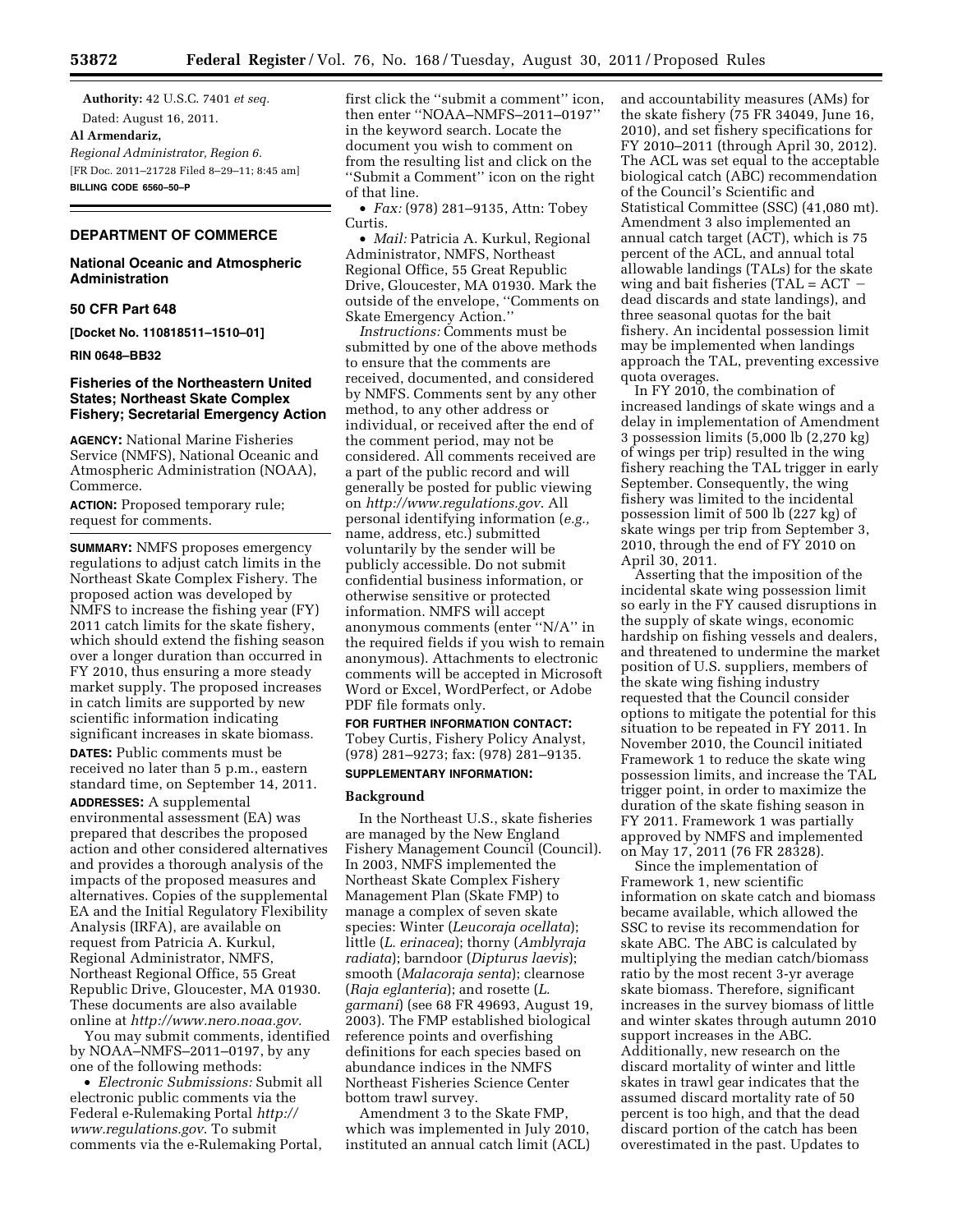**Authority:** 42 U.S.C. 7401 *et seq.*

Dated: August 16, 2011.

**Al Armendariz,**

*Regional Administrator, Region 6.*

[FR Doc. 2011–21728 Filed 8–29–11; 8:45 am]

**BILLING CODE 6560–50–P**

---

## DEPARTMENT OF COMMERCE

### National Oceanic and Atmospheric Administration

### 50 CFR Part 648

**[Docket No. 110818511–1510–01]**

**RIN 0648–BB32**

### Fisheries of the Northeastern United States; Northeast Skate Complex Fishery; Secretarial Emergency Action

**AGENCY:** National Marine Fisheries Service (NMFS), National Oceanic and Atmospheric Administration (NOAA), Commerce.

**ACTION:** Proposed temporary rule; request for comments.

**SUMMARY:** NMFS proposes emergency regulations to adjust catch limits in the Northeast Skate Complex Fishery. The proposed action was developed by NMFS to increase the fishing year (FY) 2011 catch limits for the skate fishery, which should extend the fishing season over a longer duration than occurred in FY 2010, thus ensuring a more steady market supply. The proposed increases in catch limits are supported by new scientific information indicating significant increases in skate biomass.

**DATES:** Public comments must be received no later than 5 p.m., eastern standard time, on September 14, 2011.

**ADDRESSES:** A supplemental environmental assessment (EA) was prepared that describes the proposed action and other considered alternatives and provides a thorough analysis of the impacts of the proposed measures and alternatives. Copies of the supplemental EA and the Initial Regulatory Flexibility Analysis (IRFA), are available on request from Patricia A. Kurkul, Regional Administrator, NMFS, Northeast Regional Office, 55 Great Republic Drive, Gloucester, MA 01930. These documents are also available online at *http://www.nero.noaa.gov.*

You may submit comments, identified by NOAA–NMFS–2011–0197, by any one of the following methods:

- *Electronic Submissions:* Submit all electronic public comments via the Federal e-Rulemaking Portal *http://www.regulations.gov*. To submit comments via the e-Rulemaking Portal, first click the "submit a comment" icon, then enter "NOAA–NMFS–2011–0197" in the keyword search. Locate the document you wish to comment on from the resulting list and click on the "Submit a Comment" icon on the right of that line.
- *Fax:* (978) 281–9135, Attn: Tobey Curtis.
- *Mail:* Patricia A. Kurkul, Regional Administrator, NMFS, Northeast Regional Office, 55 Great Republic Drive, Gloucester, MA 01930. Mark the outside of the envelope, "Comments on Skate Emergency Action."

*Instructions:* Comments must be submitted by one of the above methods to ensure that the comments are received, documented, and considered by NMFS. Comments sent by any other method, to any other address or individual, or received after the end of the comment period, may not be considered. All comments received are a part of the public record and will generally be posted for public viewing on *http://www.regulations.gov*. All personal identifying information (*e.g.,* name, address, etc.) submitted voluntarily by the sender will be publicly accessible. Do not submit confidential business information, or otherwise sensitive or protected information. NMFS will accept anonymous comments (enter "N/A" in the required fields if you wish to remain anonymous). Attachments to electronic comments will be accepted in Microsoft Word or Excel, WordPerfect, or Adobe PDF file formats only.

**FOR FURTHER INFORMATION CONTACT:** Tobey Curtis, Fishery Policy Analyst, (978) 281–9273; fax: (978) 281–9135.

**SUPPLEMENTARY INFORMATION:**

#### Background

In the Northeast U.S., skate fisheries are managed by the New England Fishery Management Council (Council). In 2003, NMFS implemented the Northeast Skate Complex Fishery Management Plan (Skate FMP) to manage a complex of seven skate species: Winter (*Leucoraja ocellata*); little (*L. erinacea*); thorny (*Amblyraja radiata*); barndoor (*Dipturus laevis*); smooth (*Malacoraja senta*); clearnose (*Raja eglanteria*); and rosette (*L. garmani*) (see 68 FR 49693, August 19, 2003). The FMP established biological reference points and overfishing definitions for each species based on abundance indices in the NMFS Northeast Fisheries Science Center bottom trawl survey.

Amendment 3 to the Skate FMP, which was implemented in July 2010, instituted an annual catch limit (ACL) and accountability measures (AMs) for the skate fishery (75 FR 34049, June 16, 2010), and set fishery specifications for FY 2010–2011 (through April 30, 2012). The ACL was set equal to the acceptable biological catch (ABC) recommendation of the Council's Scientific and Statistical Committee (SSC) (41,080 mt). Amendment 3 also implemented an annual catch target (ACT), which is 75 percent of the ACL, and annual total allowable landings (TALs) for the skate wing and bait fisheries (TAL = ACT − dead discards and state landings), and three seasonal quotas for the bait fishery. An incidental possession limit may be implemented when landings approach the TAL, preventing excessive quota overages.

In FY 2010, the combination of increased landings of skate wings and a delay in implementation of Amendment 3 possession limits (5,000 lb (2,270 kg) of wings per trip) resulted in the wing fishery reaching the TAL trigger in early September. Consequently, the wing fishery was limited to the incidental possession limit of 500 lb (227 kg) of skate wings per trip from September 3, 2010, through the end of FY 2010 on April 30, 2011.

Asserting that the imposition of the incidental skate wing possession limit so early in the FY caused disruptions in the supply of skate wings, economic hardship on fishing vessels and dealers, and threatened to undermine the market position of U.S. suppliers, members of the skate wing fishing industry requested that the Council consider options to mitigate the potential for this situation to be repeated in FY 2011. In November 2010, the Council initiated Framework 1 to reduce the skate wing possession limits, and increase the TAL trigger point, in order to maximize the duration of the skate fishing season in FY 2011. Framework 1 was partially approved by NMFS and implemented on May 17, 2011 (76 FR 28328).

Since the implementation of Framework 1, new scientific information on skate catch and biomass became available, which allowed the SSC to revise its recommendation for skate ABC. The ABC is calculated by multiplying the median catch/biomass ratio by the most recent 3-yr average skate biomass. Therefore, significant increases in the survey biomass of little and winter skates through autumn 2010 support increases in the ABC. Additionally, new research on the discard mortality of winter and little skates in trawl gear indicates that the assumed discard mortality rate of 50 percent is too high, and that the dead discard portion of the catch has been overestimated in the past. Updates to